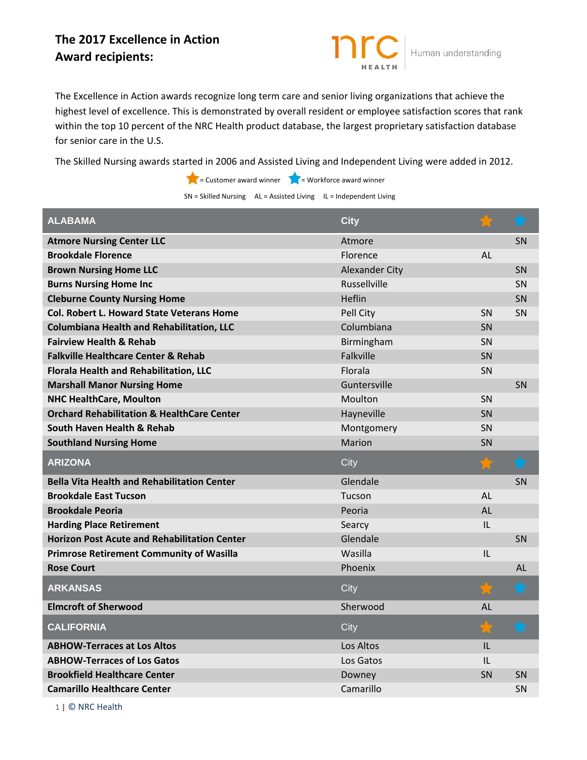# The 2017 Excellence in Action Award recipients:

nrc HEALTH | Human understanding

The Excellence in Action awards recognize long term care and senior living organizations that achieve the highest level of excellence. This is demonstrated by overall resident or employee satisfaction scores that rank within the top 10 percent of the NRC Health product database, the largest proprietary satisfaction database for senior care in the U.S.

The Skilled Nursing awards started in 2006 and Assisted Living and Independent Living were added in 2012.

★ = Customer award winner ★ = Workforce award winner

SN = Skilled Nursing AL = Assisted Living IL = Independent Living

| ALABAMA | City | Customer ★ | Workforce ★ |
|---|---|---|---|
| **Atmore Nursing Center LLC** | Atmore | | SN |
| **Brookdale Florence** | Florence | AL | |
| **Brown Nursing Home LLC** | Alexander City | | SN |
| **Burns Nursing Home Inc** | Russellville | | SN |
| **Cleburne County Nursing Home** | Heflin | | SN |
| **Col. Robert L. Howard State Veterans Home** | Pell City | SN | SN |
| **Columbiana Health and Rehabilitation, LLC** | Columbiana | SN | |
| **Fairview Health & Rehab** | Birmingham | SN | |
| **Falkville Healthcare Center & Rehab** | Falkville | SN | |
| **Florala Health and Rehabilitation, LLC** | Florala | SN | |
| **Marshall Manor Nursing Home** | Guntersville | | SN |
| **NHC HealthCare, Moulton** | Moulton | SN | |
| **Orchard Rehabilitation & HealthCare Center** | Hayneville | SN | |
| **South Haven Health & Rehab** | Montgomery | SN | |
| **Southland Nursing Home** | Marion | SN | |

| ARIZONA | City | Customer ★ | Workforce ★ |
|---|---|---|---|
| **Bella Vita Health and Rehabilitation Center** | Glendale | | SN |
| **Brookdale East Tucson** | Tucson | AL | |
| **Brookdale Peoria** | Peoria | AL | |
| **Harding Place Retirement** | Searcy | IL | |
| **Horizon Post Acute and Rehabilitation Center** | Glendale | | SN |
| **Primrose Retirement Community of Wasilla** | Wasilla | IL | |
| **Rose Court** | Phoenix | | AL |

| ARKANSAS | City | Customer ★ | Workforce ★ |
|---|---|---|---|
| **Elmcroft of Sherwood** | Sherwood | AL | |

| CALIFORNIA | City | Customer ★ | Workforce ★ |
|---|---|---|---|
| **ABHOW-Terraces at Los Altos** | Los Altos | IL | |
| **ABHOW-Terraces of Los Gatos** | Los Gatos | IL | |
| **Brookfield Healthcare Center** | Downey | SN | SN |
| **Camarillo Healthcare Center** | Camarillo | | SN |

© NRC Health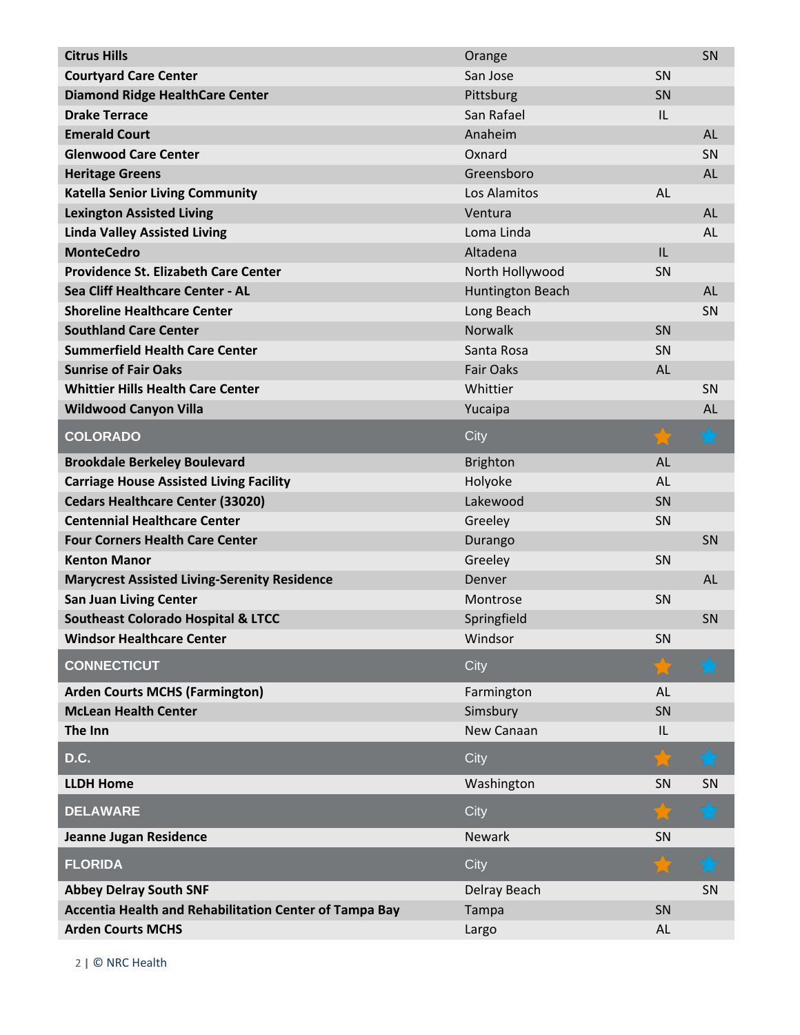| | | | |
|---|---|---|---|
| **Citrus Hills** | Orange | | SN |
| **Courtyard Care Center** | San Jose | SN | |
| **Diamond Ridge HealthCare Center** | Pittsburg | SN | |
| **Drake Terrace** | San Rafael | IL | |
| **Emerald Court** | Anaheim | | AL |
| **Glenwood Care Center** | Oxnard | | SN |
| **Heritage Greens** | Greensboro | | AL |
| **Katella Senior Living Community** | Los Alamitos | AL | |
| **Lexington Assisted Living** | Ventura | | AL |
| **Linda Valley Assisted Living** | Loma Linda | | AL |
| **MonteCedro** | Altadena | IL | |
| **Providence St. Elizabeth Care Center** | North Hollywood | SN | |
| **Sea Cliff Healthcare Center - AL** | Huntington Beach | | AL |
| **Shoreline Healthcare Center** | Long Beach | | SN |
| **Southland Care Center** | Norwalk | SN | |
| **Summerfield Health Care Center** | Santa Rosa | SN | |
| **Sunrise of Fair Oaks** | Fair Oaks | AL | |
| **Whittier Hills Health Care Center** | Whittier | | SN |
| **Wildwood Canyon Villa** | Yucaipa | | AL |

| COLORADO | City | ★ | ★ |
|---|---|---|---|
| **Brookdale Berkeley Boulevard** | Brighton | AL | |
| **Carriage House Assisted Living Facility** | Holyoke | AL | |
| **Cedars Healthcare Center (33020)** | Lakewood | SN | |
| **Centennial Healthcare Center** | Greeley | SN | |
| **Four Corners Health Care Center** | Durango | | SN |
| **Kenton Manor** | Greeley | SN | |
| **Marycrest Assisted Living-Serenity Residence** | Denver | | AL |
| **San Juan Living Center** | Montrose | SN | |
| **Southeast Colorado Hospital & LTCC** | Springfield | | SN |
| **Windsor Healthcare Center** | Windsor | SN | |

| CONNECTICUT | City | ★ | ★ |
|---|---|---|---|
| **Arden Courts MCHS (Farmington)** | Farmington | AL | |
| **McLean Health Center** | Simsbury | SN | |
| **The Inn** | New Canaan | IL | |

| D.C. | City | ★ | ★ |
|---|---|---|---|
| **LLDH Home** | Washington | SN | SN |

| DELAWARE | City | ★ | ★ |
|---|---|---|---|
| **Jeanne Jugan Residence** | Newark | SN | |

| FLORIDA | City | ★ | ★ |
|---|---|---|---|
| **Abbey Delray South SNF** | Delray Beach | | SN |
| **Accentia Health and Rehabilitation Center of Tampa Bay** | Tampa | SN | |
| **Arden Courts MCHS** | Largo | AL | |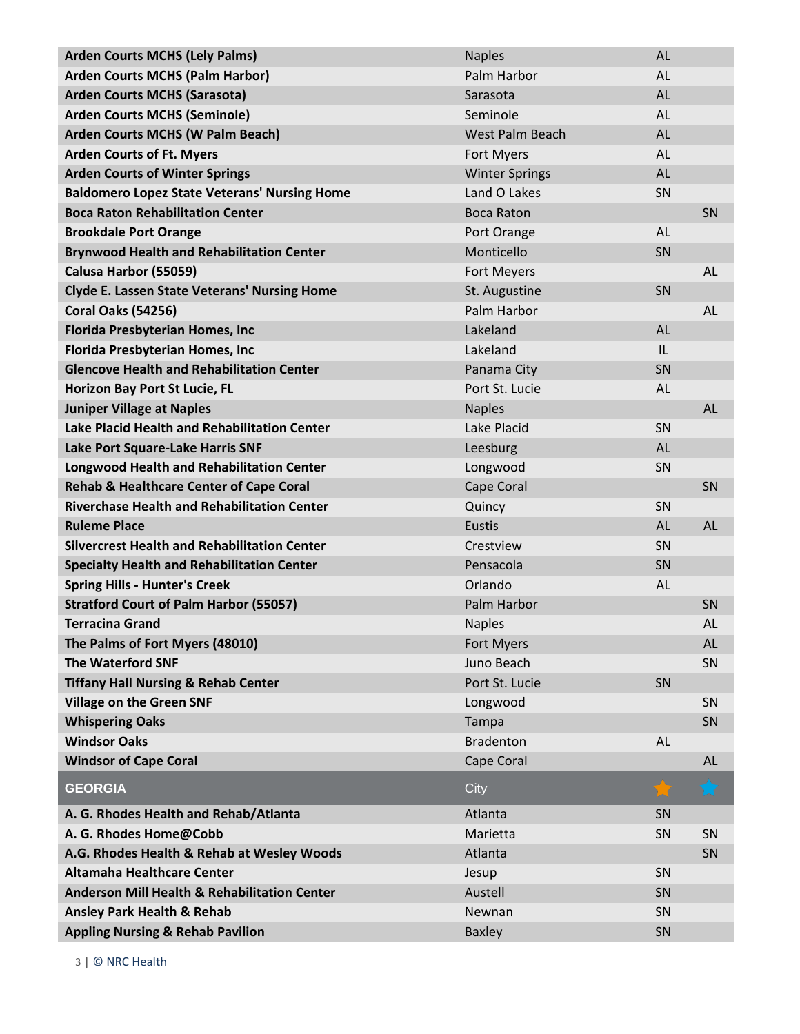| | | | |
|---|---|---|---|
| **Arden Courts MCHS (Lely Palms)** | Naples | AL | |
| **Arden Courts MCHS (Palm Harbor)** | Palm Harbor | AL | |
| **Arden Courts MCHS (Sarasota)** | Sarasota | AL | |
| **Arden Courts MCHS (Seminole)** | Seminole | AL | |
| **Arden Courts MCHS (W Palm Beach)** | West Palm Beach | AL | |
| **Arden Courts of Ft. Myers** | Fort Myers | AL | |
| **Arden Courts of Winter Springs** | Winter Springs | AL | |
| **Baldomero Lopez State Veterans' Nursing Home** | Land O Lakes | SN | |
| **Boca Raton Rehabilitation Center** | Boca Raton | | SN |
| **Brookdale Port Orange** | Port Orange | AL | |
| **Brynwood Health and Rehabilitation Center** | Monticello | SN | |
| **Calusa Harbor (55059)** | Fort Meyers | | AL |
| **Clyde E. Lassen State Veterans' Nursing Home** | St. Augustine | SN | |
| **Coral Oaks (54256)** | Palm Harbor | | AL |
| **Florida Presbyterian Homes, Inc** | Lakeland | AL | |
| **Florida Presbyterian Homes, Inc** | Lakeland | IL | |
| **Glencove Health and Rehabilitation Center** | Panama City | SN | |
| **Horizon Bay Port St Lucie, FL** | Port St. Lucie | AL | |
| **Juniper Village at Naples** | Naples | | AL |
| **Lake Placid Health and Rehabilitation Center** | Lake Placid | SN | |
| **Lake Port Square-Lake Harris SNF** | Leesburg | AL | |
| **Longwood Health and Rehabilitation Center** | Longwood | SN | |
| **Rehab & Healthcare Center of Cape Coral** | Cape Coral | | SN |
| **Riverchase Health and Rehabilitation Center** | Quincy | SN | |
| **Ruleme Place** | Eustis | AL | AL |
| **Silvercrest Health and Rehabilitation Center** | Crestview | SN | |
| **Specialty Health and Rehabilitation Center** | Pensacola | SN | |
| **Spring Hills - Hunter's Creek** | Orlando | AL | |
| **Stratford Court of Palm Harbor (55057)** | Palm Harbor | | SN |
| **Terracina Grand** | Naples | | AL |
| **The Palms of Fort Myers (48010)** | Fort Myers | | AL |
| **The Waterford SNF** | Juno Beach | | SN |
| **Tiffany Hall Nursing & Rehab Center** | Port St. Lucie | SN | |
| **Village on the Green SNF** | Longwood | | SN |
| **Whispering Oaks** | Tampa | | SN |
| **Windsor Oaks** | Bradenton | AL | |
| **Windsor of Cape Coral** | Cape Coral | | AL |

| GEORGIA | City | ★ (orange) | ★ (blue) |
|---|---|---|---|
| **A. G. Rhodes Health and Rehab/Atlanta** | Atlanta | SN | |
| **A. G. Rhodes Home@Cobb** | Marietta | SN | SN |
| **A.G. Rhodes Health & Rehab at Wesley Woods** | Atlanta | | SN |
| **Altamaha Healthcare Center** | Jesup | SN | |
| **Anderson Mill Health & Rehabilitation Center** | Austell | SN | |
| **Ansley Park Health & Rehab** | Newnan | SN | |
| **Appling Nursing & Rehab Pavilion** | Baxley | SN | |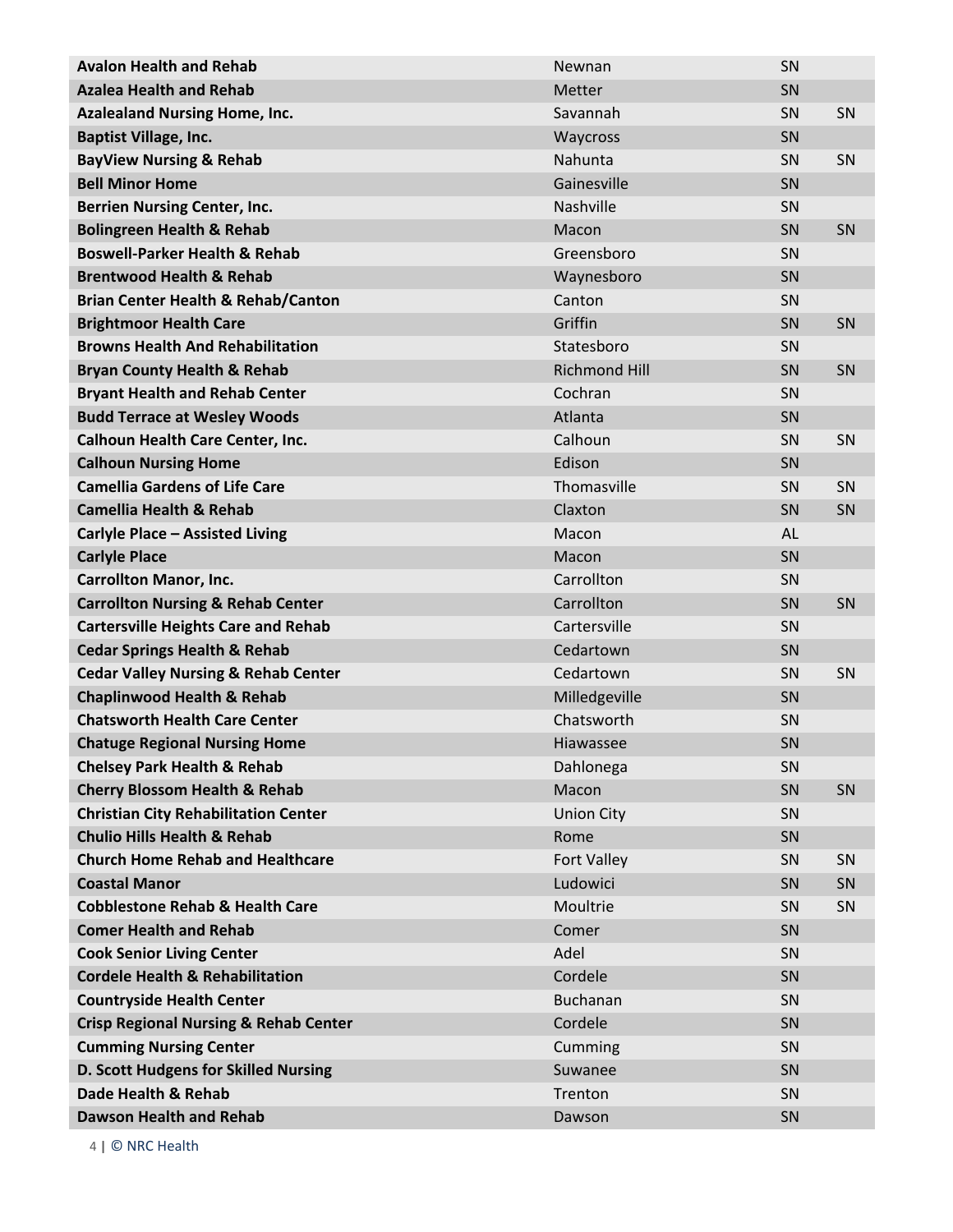| | | | |
|---|---|---|---|
| **Avalon Health and Rehab** | Newnan | SN | |
| **Azalea Health and Rehab** | Metter | SN | |
| **Azalealand Nursing Home, Inc.** | Savannah | SN | SN |
| **Baptist Village, Inc.** | Waycross | SN | |
| **BayView Nursing & Rehab** | Nahunta | SN | SN |
| **Bell Minor Home** | Gainesville | SN | |
| **Berrien Nursing Center, Inc.** | Nashville | SN | |
| **Bolingreen Health & Rehab** | Macon | SN | SN |
| **Boswell-Parker Health & Rehab** | Greensboro | SN | |
| **Brentwood Health & Rehab** | Waynesboro | SN | |
| **Brian Center Health & Rehab/Canton** | Canton | SN | |
| **Brightmoor Health Care** | Griffin | SN | SN |
| **Browns Health And Rehabilitation** | Statesboro | SN | |
| **Bryan County Health & Rehab** | Richmond Hill | SN | SN |
| **Bryant Health and Rehab Center** | Cochran | SN | |
| **Budd Terrace at Wesley Woods** | Atlanta | SN | |
| **Calhoun Health Care Center, Inc.** | Calhoun | SN | SN |
| **Calhoun Nursing Home** | Edison | SN | |
| **Camellia Gardens of Life Care** | Thomasville | SN | SN |
| **Camellia Health & Rehab** | Claxton | SN | SN |
| **Carlyle Place – Assisted Living** | Macon | AL | |
| **Carlyle Place** | Macon | SN | |
| **Carrollton Manor, Inc.** | Carrollton | SN | |
| **Carrollton Nursing & Rehab Center** | Carrollton | SN | SN |
| **Cartersville Heights Care and Rehab** | Cartersville | SN | |
| **Cedar Springs Health & Rehab** | Cedartown | SN | |
| **Cedar Valley Nursing & Rehab Center** | Cedartown | SN | SN |
| **Chaplinwood Health & Rehab** | Milledgeville | SN | |
| **Chatsworth Health Care Center** | Chatsworth | SN | |
| **Chatuge Regional Nursing Home** | Hiawassee | SN | |
| **Chelsey Park Health & Rehab** | Dahlonega | SN | |
| **Cherry Blossom Health & Rehab** | Macon | SN | SN |
| **Christian City Rehabilitation Center** | Union City | SN | |
| **Chulio Hills Health & Rehab** | Rome | SN | |
| **Church Home Rehab and Healthcare** | Fort Valley | SN | SN |
| **Coastal Manor** | Ludowici | SN | SN |
| **Cobblestone Rehab & Health Care** | Moultrie | SN | SN |
| **Comer Health and Rehab** | Comer | SN | |
| **Cook Senior Living Center** | Adel | SN | |
| **Cordele Health & Rehabilitation** | Cordele | SN | |
| **Countryside Health Center** | Buchanan | SN | |
| **Crisp Regional Nursing & Rehab Center** | Cordele | SN | |
| **Cumming Nursing Center** | Cumming | SN | |
| **D. Scott Hudgens for Skilled Nursing** | Suwanee | SN | |
| **Dade Health & Rehab** | Trenton | SN | |
| **Dawson Health and Rehab** | Dawson | SN | |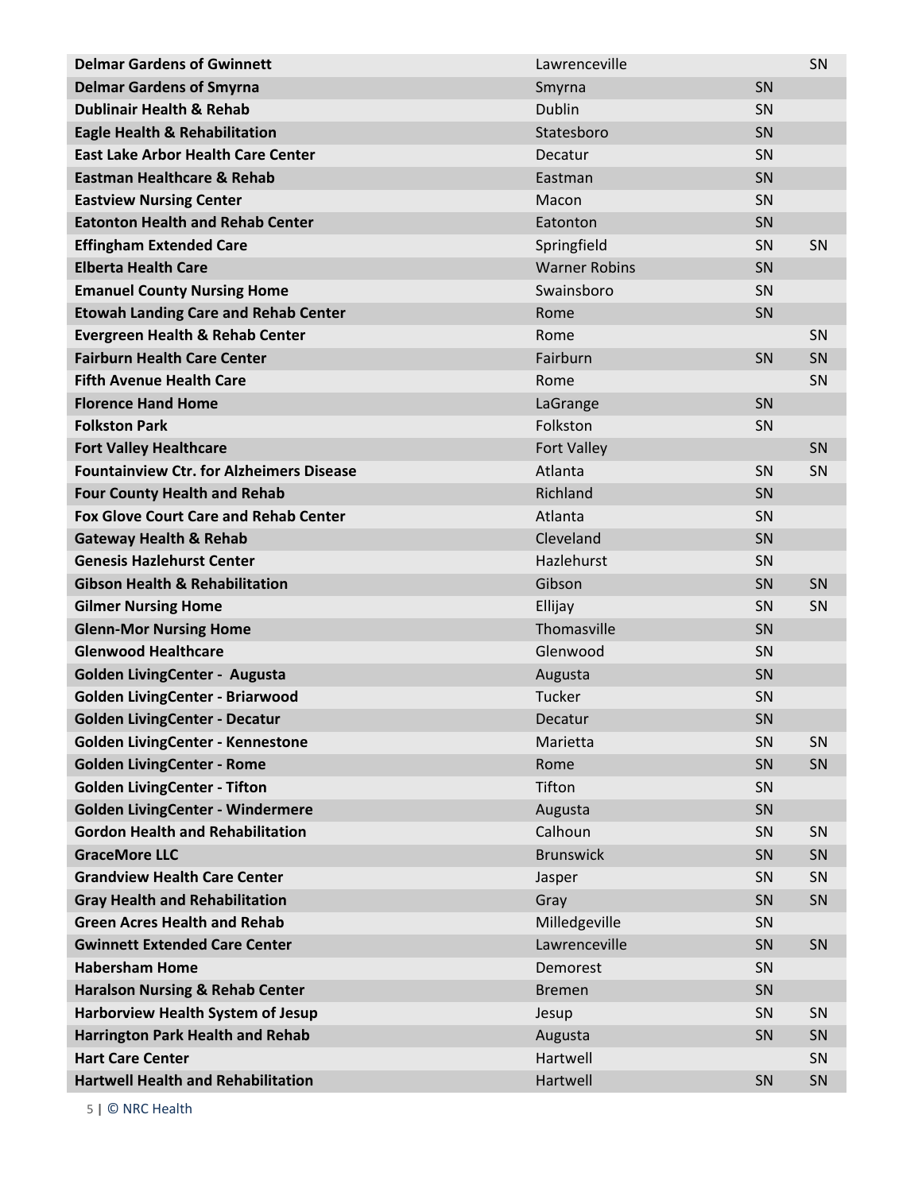| | | | |
|---|---|---|---|
| **Delmar Gardens of Gwinnett** | Lawrenceville | | SN |
| **Delmar Gardens of Smyrna** | Smyrna | SN | |
| **Dublinair Health & Rehab** | Dublin | SN | |
| **Eagle Health & Rehabilitation** | Statesboro | SN | |
| **East Lake Arbor Health Care Center** | Decatur | SN | |
| **Eastman Healthcare & Rehab** | Eastman | SN | |
| **Eastview Nursing Center** | Macon | SN | |
| **Eatonton Health and Rehab Center** | Eatonton | SN | |
| **Effingham Extended Care** | Springfield | SN | SN |
| **Elberta Health Care** | Warner Robins | SN | |
| **Emanuel County Nursing Home** | Swainsboro | SN | |
| **Etowah Landing Care and Rehab Center** | Rome | SN | |
| **Evergreen Health & Rehab Center** | Rome | | SN |
| **Fairburn Health Care Center** | Fairburn | SN | SN |
| **Fifth Avenue Health Care** | Rome | | SN |
| **Florence Hand Home** | LaGrange | SN | |
| **Folkston Park** | Folkston | SN | |
| **Fort Valley Healthcare** | Fort Valley | | SN |
| **Fountainview Ctr. for Alzheimers Disease** | Atlanta | SN | SN |
| **Four County Health and Rehab** | Richland | SN | |
| **Fox Glove Court Care and Rehab Center** | Atlanta | SN | |
| **Gateway Health & Rehab** | Cleveland | SN | |
| **Genesis Hazlehurst Center** | Hazlehurst | SN | |
| **Gibson Health & Rehabilitation** | Gibson | SN | SN |
| **Gilmer Nursing Home** | Ellijay | SN | SN |
| **Glenn-Mor Nursing Home** | Thomasville | SN | |
| **Glenwood Healthcare** | Glenwood | SN | |
| **Golden LivingCenter - Augusta** | Augusta | SN | |
| **Golden LivingCenter - Briarwood** | Tucker | SN | |
| **Golden LivingCenter - Decatur** | Decatur | SN | |
| **Golden LivingCenter - Kennestone** | Marietta | SN | SN |
| **Golden LivingCenter - Rome** | Rome | SN | SN |
| **Golden LivingCenter - Tifton** | Tifton | SN | |
| **Golden LivingCenter - Windermere** | Augusta | SN | |
| **Gordon Health and Rehabilitation** | Calhoun | SN | SN |
| **GraceMore LLC** | Brunswick | SN | SN |
| **Grandview Health Care Center** | Jasper | SN | SN |
| **Gray Health and Rehabilitation** | Gray | SN | SN |
| **Green Acres Health and Rehab** | Milledgeville | SN | |
| **Gwinnett Extended Care Center** | Lawrenceville | SN | SN |
| **Habersham Home** | Demorest | SN | |
| **Haralson Nursing & Rehab Center** | Bremen | SN | |
| **Harborview Health System of Jesup** | Jesup | SN | SN |
| **Harrington Park Health and Rehab** | Augusta | SN | SN |
| **Hart Care Center** | Hartwell | | SN |
| **Hartwell Health and Rehabilitation** | Hartwell | SN | SN |

© NRC Health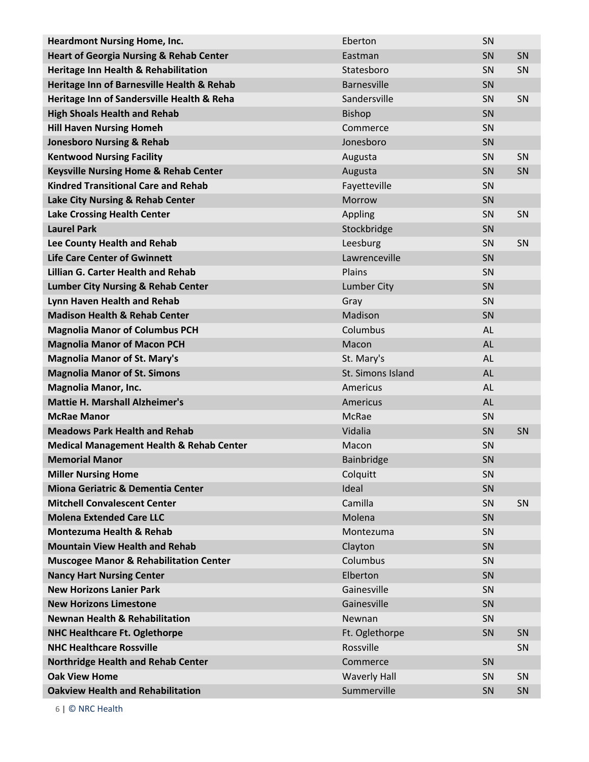| | | | |
|---|---|---|---|
| **Heardmont Nursing Home, Inc.** | Eberton | SN | |
| **Heart of Georgia Nursing & Rehab Center** | Eastman | SN | SN |
| **Heritage Inn Health & Rehabilitation** | Statesboro | SN | SN |
| **Heritage Inn of Barnesville Health & Rehab** | Barnesville | SN | |
| **Heritage Inn of Sandersville Health & Reha** | Sandersville | SN | SN |
| **High Shoals Health and Rehab** | Bishop | SN | |
| **Hill Haven Nursing Homeh** | Commerce | SN | |
| **Jonesboro Nursing & Rehab** | Jonesboro | SN | |
| **Kentwood Nursing Facility** | Augusta | SN | SN |
| **Keysville Nursing Home & Rehab Center** | Augusta | SN | SN |
| **Kindred Transitional Care and Rehab** | Fayetteville | SN | |
| **Lake City Nursing & Rehab Center** | Morrow | SN | |
| **Lake Crossing Health Center** | Appling | SN | SN |
| **Laurel Park** | Stockbridge | SN | |
| **Lee County Health and Rehab** | Leesburg | SN | SN |
| **Life Care Center of Gwinnett** | Lawrenceville | SN | |
| **Lillian G. Carter Health and Rehab** | Plains | SN | |
| **Lumber City Nursing & Rehab Center** | Lumber City | SN | |
| **Lynn Haven Health and Rehab** | Gray | SN | |
| **Madison Health & Rehab Center** | Madison | SN | |
| **Magnolia Manor of Columbus PCH** | Columbus | AL | |
| **Magnolia Manor of Macon PCH** | Macon | AL | |
| **Magnolia Manor of St. Mary's** | St. Mary's | AL | |
| **Magnolia Manor of St. Simons** | St. Simons Island | AL | |
| **Magnolia Manor, Inc.** | Americus | AL | |
| **Mattie H. Marshall Alzheimer's** | Americus | AL | |
| **McRae Manor** | McRae | SN | |
| **Meadows Park Health and Rehab** | Vidalia | SN | SN |
| **Medical Management Health & Rehab Center** | Macon | SN | |
| **Memorial Manor** | Bainbridge | SN | |
| **Miller Nursing Home** | Colquitt | SN | |
| **Miona Geriatric & Dementia Center** | Ideal | SN | |
| **Mitchell Convalescent Center** | Camilla | SN | SN |
| **Molena Extended Care LLC** | Molena | SN | |
| **Montezuma Health & Rehab** | Montezuma | SN | |
| **Mountain View Health and Rehab** | Clayton | SN | |
| **Muscogee Manor & Rehabilitation Center** | Columbus | SN | |
| **Nancy Hart Nursing Center** | Elberton | SN | |
| **New Horizons Lanier Park** | Gainesville | SN | |
| **New Horizons Limestone** | Gainesville | SN | |
| **Newnan Health & Rehabilitation** | Newnan | SN | |
| **NHC Healthcare Ft. Oglethorpe** | Ft. Oglethorpe | SN | SN |
| **NHC Healthcare Rossville** | Rossville | | SN |
| **Northridge Health and Rehab Center** | Commerce | SN | |
| **Oak View Home** | Waverly Hall | SN | SN |
| **Oakview Health and Rehabilitation** | Summerville | SN | SN |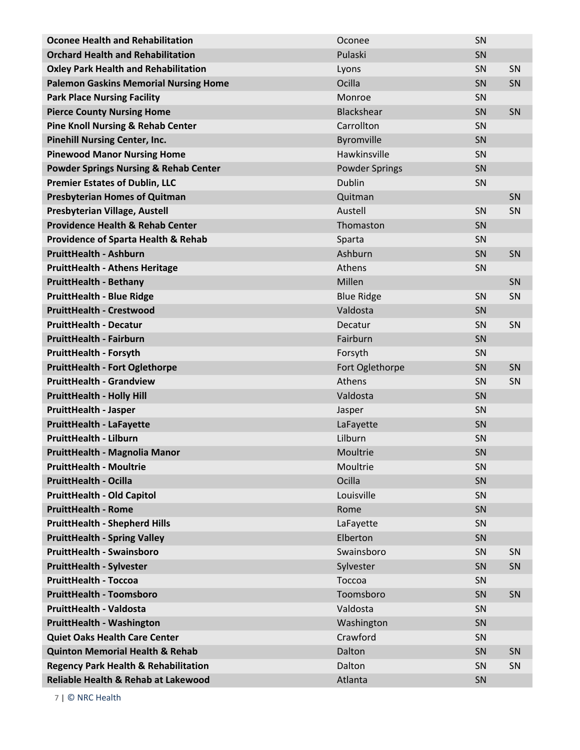| | | | |
|---|---|---|---|
| **Oconee Health and Rehabilitation** | Oconee | SN | |
| **Orchard Health and Rehabilitation** | Pulaski | SN | |
| **Oxley Park Health and Rehabilitation** | Lyons | SN | SN |
| **Palemon Gaskins Memorial Nursing Home** | Ocilla | SN | SN |
| **Park Place Nursing Facility** | Monroe | SN | |
| **Pierce County Nursing Home** | Blackshear | SN | SN |
| **Pine Knoll Nursing & Rehab Center** | Carrollton | SN | |
| **Pinehill Nursing Center, Inc.** | Byromville | SN | |
| **Pinewood Manor Nursing Home** | Hawkinsville | SN | |
| **Powder Springs Nursing & Rehab Center** | Powder Springs | SN | |
| **Premier Estates of Dublin, LLC** | Dublin | SN | |
| **Presbyterian Homes of Quitman** | Quitman | | SN |
| **Presbyterian Village, Austell** | Austell | SN | SN |
| **Providence Health & Rehab Center** | Thomaston | SN | |
| **Providence of Sparta Health & Rehab** | Sparta | SN | |
| **PruittHealth - Ashburn** | Ashburn | SN | SN |
| **PruittHealth - Athens Heritage** | Athens | SN | |
| **PruittHealth - Bethany** | Millen | | SN |
| **PruittHealth - Blue Ridge** | Blue Ridge | SN | SN |
| **PruittHealth - Crestwood** | Valdosta | SN | |
| **PruittHealth - Decatur** | Decatur | SN | SN |
| **PruittHealth - Fairburn** | Fairburn | SN | |
| **PruittHealth - Forsyth** | Forsyth | SN | |
| **PruittHealth - Fort Oglethorpe** | Fort Oglethorpe | SN | SN |
| **PruittHealth - Grandview** | Athens | SN | SN |
| **PruittHealth - Holly Hill** | Valdosta | SN | |
| **PruittHealth - Jasper** | Jasper | SN | |
| **PruittHealth - LaFayette** | LaFayette | SN | |
| **PruittHealth - Lilburn** | Lilburn | SN | |
| **PruittHealth - Magnolia Manor** | Moultrie | SN | |
| **PruittHealth - Moultrie** | Moultrie | SN | |
| **PruittHealth - Ocilla** | Ocilla | SN | |
| **PruittHealth - Old Capitol** | Louisville | SN | |
| **PruittHealth - Rome** | Rome | SN | |
| **PruittHealth - Shepherd Hills** | LaFayette | SN | |
| **PruittHealth - Spring Valley** | Elberton | SN | |
| **PruittHealth - Swainsboro** | Swainsboro | SN | SN |
| **PruittHealth - Sylvester** | Sylvester | SN | SN |
| **PruittHealth - Toccoa** | Toccoa | SN | |
| **PruittHealth - Toomsboro** | Toomsboro | SN | SN |
| **PruittHealth - Valdosta** | Valdosta | SN | |
| **PruittHealth - Washington** | Washington | SN | |
| **Quiet Oaks Health Care Center** | Crawford | SN | |
| **Quinton Memorial Health & Rehab** | Dalton | SN | SN |
| **Regency Park Health & Rehabilitation** | Dalton | SN | SN |
| **Reliable Health & Rehab at Lakewood** | Atlanta | SN | |

© NRC Health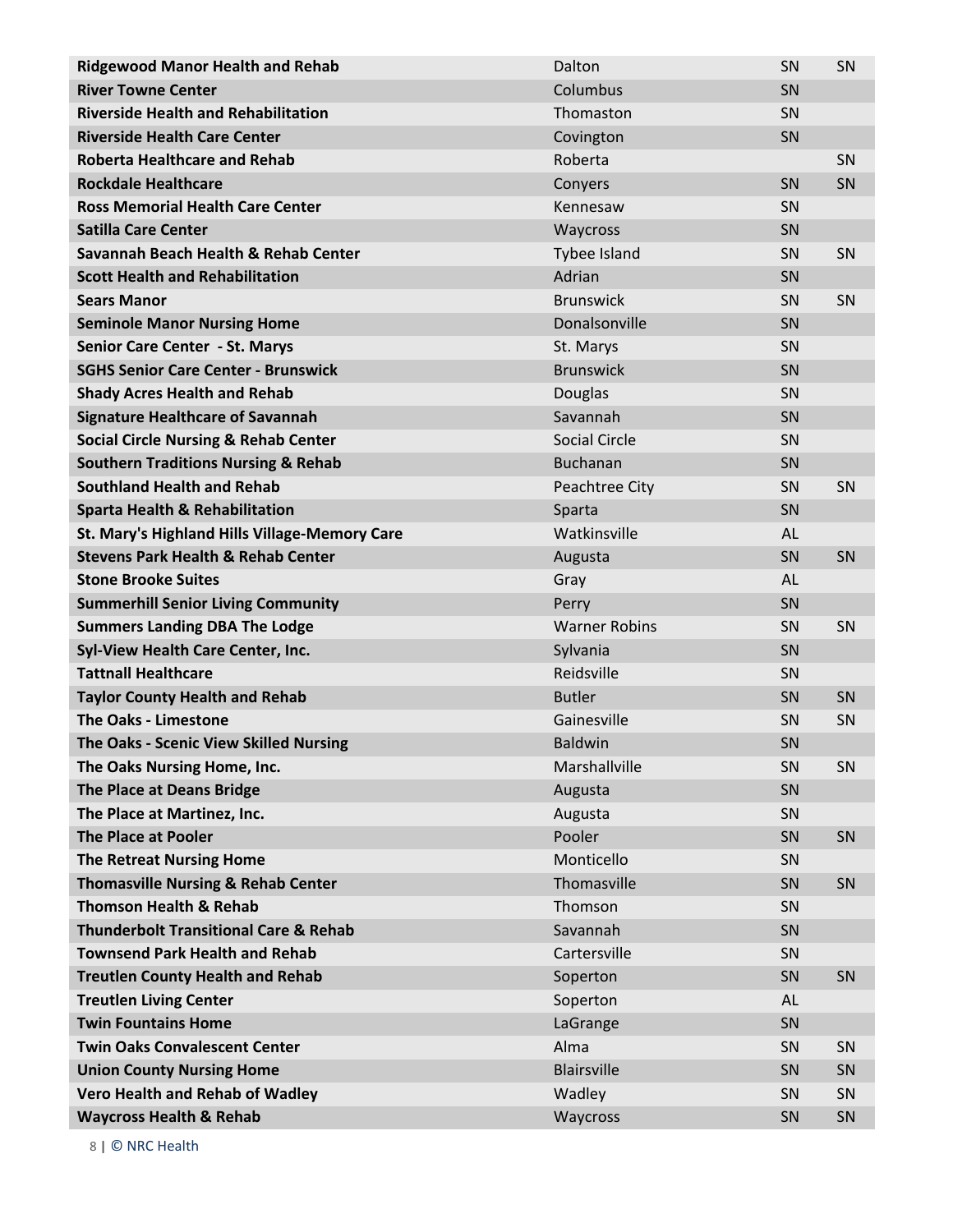| | | | |
|---|---|---|---|
| **Ridgewood Manor Health and Rehab** | Dalton | SN | SN |
| **River Towne Center** | Columbus | SN | |
| **Riverside Health and Rehabilitation** | Thomaston | SN | |
| **Riverside Health Care Center** | Covington | SN | |
| **Roberta Healthcare and Rehab** | Roberta | | SN |
| **Rockdale Healthcare** | Conyers | SN | SN |
| **Ross Memorial Health Care Center** | Kennesaw | SN | |
| **Satilla Care Center** | Waycross | SN | |
| **Savannah Beach Health & Rehab Center** | Tybee Island | SN | SN |
| **Scott Health and Rehabilitation** | Adrian | SN | |
| **Sears Manor** | Brunswick | SN | SN |
| **Seminole Manor Nursing Home** | Donalsonville | SN | |
| **Senior Care Center - St. Marys** | St. Marys | SN | |
| **SGHS Senior Care Center - Brunswick** | Brunswick | SN | |
| **Shady Acres Health and Rehab** | Douglas | SN | |
| **Signature Healthcare of Savannah** | Savannah | SN | |
| **Social Circle Nursing & Rehab Center** | Social Circle | SN | |
| **Southern Traditions Nursing & Rehab** | Buchanan | SN | |
| **Southland Health and Rehab** | Peachtree City | SN | SN |
| **Sparta Health & Rehabilitation** | Sparta | SN | |
| **St. Mary's Highland Hills Village-Memory Care** | Watkinsville | AL | |
| **Stevens Park Health & Rehab Center** | Augusta | SN | SN |
| **Stone Brooke Suites** | Gray | AL | |
| **Summerhill Senior Living Community** | Perry | SN | |
| **Summers Landing DBA The Lodge** | Warner Robins | SN | SN |
| **Syl-View Health Care Center, Inc.** | Sylvania | SN | |
| **Tattnall Healthcare** | Reidsville | SN | |
| **Taylor County Health and Rehab** | Butler | SN | SN |
| **The Oaks - Limestone** | Gainesville | SN | SN |
| **The Oaks - Scenic View Skilled Nursing** | Baldwin | SN | |
| **The Oaks Nursing Home, Inc.** | Marshallville | SN | SN |
| **The Place at Deans Bridge** | Augusta | SN | |
| **The Place at Martinez, Inc.** | Augusta | SN | |
| **The Place at Pooler** | Pooler | SN | SN |
| **The Retreat Nursing Home** | Monticello | SN | |
| **Thomasville Nursing & Rehab Center** | Thomasville | SN | SN |
| **Thomson Health & Rehab** | Thomson | SN | |
| **Thunderbolt Transitional Care & Rehab** | Savannah | SN | |
| **Townsend Park Health and Rehab** | Cartersville | SN | |
| **Treutlen County Health and Rehab** | Soperton | SN | SN |
| **Treutlen Living Center** | Soperton | AL | |
| **Twin Fountains Home** | LaGrange | SN | |
| **Twin Oaks Convalescent Center** | Alma | SN | SN |
| **Union County Nursing Home** | Blairsville | SN | SN |
| **Vero Health and Rehab of Wadley** | Wadley | SN | SN |
| **Waycross Health & Rehab** | Waycross | SN | SN |

© NRC Health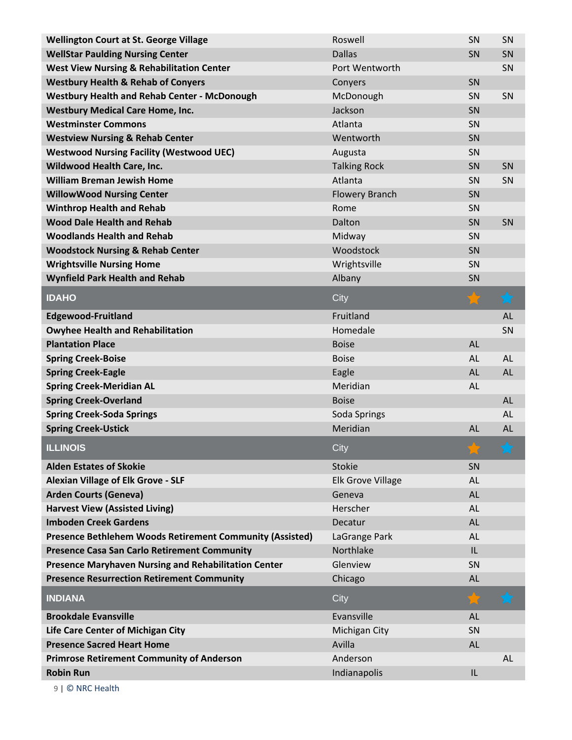| | | | |
|---|---|---|---|
| **Wellington Court at St. George Village** | Roswell | SN | SN |
| **WellStar Paulding Nursing Center** | Dallas | SN | SN |
| **West View Nursing & Rehabilitation Center** | Port Wentworth | | SN |
| **Westbury Health & Rehab of Conyers** | Conyers | SN | |
| **Westbury Health and Rehab Center - McDonough** | McDonough | SN | SN |
| **Westbury Medical Care Home, Inc.** | Jackson | SN | |
| **Westminster Commons** | Atlanta | SN | |
| **Westview Nursing & Rehab Center** | Wentworth | SN | |
| **Westwood Nursing Facility (Westwood UEC)** | Augusta | SN | |
| **Wildwood Health Care, Inc.** | Talking Rock | SN | SN |
| **William Breman Jewish Home** | Atlanta | SN | SN |
| **WillowWood Nursing Center** | Flowery Branch | SN | |
| **Winthrop Health and Rehab** | Rome | SN | |
| **Wood Dale Health and Rehab** | Dalton | SN | SN |
| **Woodlands Health and Rehab** | Midway | SN | |
| **Woodstock Nursing & Rehab Center** | Woodstock | SN | |
| **Wrightsville Nursing Home** | Wrightsville | SN | |
| **Wynfield Park Health and Rehab** | Albany | SN | |

| IDAHO | City | ★ | ★ |
|---|---|---|---|
| **Edgewood-Fruitland** | Fruitland | | AL |
| **Owyhee Health and Rehabilitation** | Homedale | | SN |
| **Plantation Place** | Boise | AL | |
| **Spring Creek-Boise** | Boise | AL | AL |
| **Spring Creek-Eagle** | Eagle | AL | AL |
| **Spring Creek-Meridian AL** | Meridian | AL | |
| **Spring Creek-Overland** | Boise | | AL |
| **Spring Creek-Soda Springs** | Soda Springs | | AL |
| **Spring Creek-Ustick** | Meridian | AL | AL |

| ILLINOIS | City | ★ | ★ |
|---|---|---|---|
| **Alden Estates of Skokie** | Stokie | SN | |
| **Alexian Village of Elk Grove - SLF** | Elk Grove Village | AL | |
| **Arden Courts (Geneva)** | Geneva | AL | |
| **Harvest View (Assisted Living)** | Herscher | AL | |
| **Imboden Creek Gardens** | Decatur | AL | |
| **Presence Bethlehem Woods Retirement Community (Assisted)** | LaGrange Park | AL | |
| **Presence Casa San Carlo Retirement Community** | Northlake | IL | |
| **Presence Maryhaven Nursing and Rehabilitation Center** | Glenview | SN | |
| **Presence Resurrection Retirement Community** | Chicago | AL | |

| INDIANA | City | ★ | ★ |
|---|---|---|---|
| **Brookdale Evansville** | Evansville | AL | |
| **Life Care Center of Michigan City** | Michigan City | SN | |
| **Presence Sacred Heart Home** | Avilla | AL | |
| **Primrose Retirement Community of Anderson** | Anderson | | AL |
| **Robin Run** | Indianapolis | IL | |

© NRC Health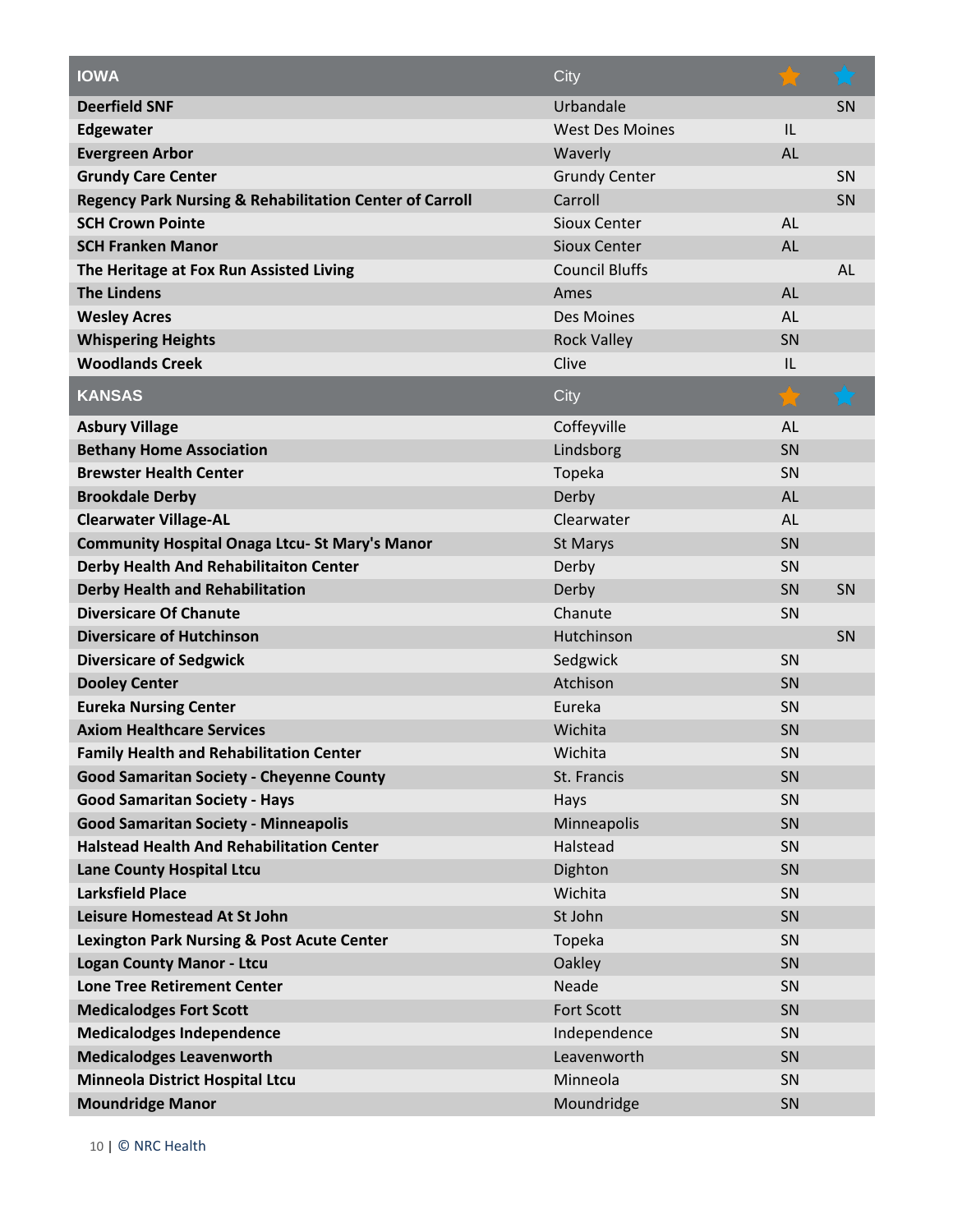| IOWA | City | ★ (orange) | ★ (blue) |
|---|---|---|---|
| **Deerfield SNF** | Urbandale | | SN |
| **Edgewater** | West Des Moines | IL | |
| **Evergreen Arbor** | Waverly | AL | |
| **Grundy Care Center** | Grundy Center | | SN |
| **Regency Park Nursing & Rehabilitation Center of Carroll** | Carroll | | SN |
| **SCH Crown Pointe** | Sioux Center | AL | |
| **SCH Franken Manor** | Sioux Center | AL | |
| **The Heritage at Fox Run Assisted Living** | Council Bluffs | | AL |
| **The Lindens** | Ames | AL | |
| **Wesley Acres** | Des Moines | AL | |
| **Whispering Heights** | Rock Valley | SN | |
| **Woodlands Creek** | Clive | IL | |

| KANSAS | City | ★ (orange) | ★ (blue) |
|---|---|---|---|
| **Asbury Village** | Coffeyville | AL | |
| **Bethany Home Association** | Lindsborg | SN | |
| **Brewster Health Center** | Topeka | SN | |
| **Brookdale Derby** | Derby | AL | |
| **Clearwater Village-AL** | Clearwater | AL | |
| **Community Hospital Onaga Ltcu- St Mary's Manor** | St Marys | SN | |
| **Derby Health And Rehabilitaiton Center** | Derby | SN | |
| **Derby Health and Rehabilitation** | Derby | SN | SN |
| **Diversicare Of Chanute** | Chanute | SN | |
| **Diversicare of Hutchinson** | Hutchinson | | SN |
| **Diversicare of Sedgwick** | Sedgwick | SN | |
| **Dooley Center** | Atchison | SN | |
| **Eureka Nursing Center** | Eureka | SN | |
| **Axiom Healthcare Services** | Wichita | SN | |
| **Family Health and Rehabilitation Center** | Wichita | SN | |
| **Good Samaritan Society - Cheyenne County** | St. Francis | SN | |
| **Good Samaritan Society - Hays** | Hays | SN | |
| **Good Samaritan Society - Minneapolis** | Minneapolis | SN | |
| **Halstead Health And Rehabilitation Center** | Halstead | SN | |
| **Lane County Hospital Ltcu** | Dighton | SN | |
| **Larksfield Place** | Wichita | SN | |
| **Leisure Homestead At St John** | St John | SN | |
| **Lexington Park Nursing & Post Acute Center** | Topeka | SN | |
| **Logan County Manor - Ltcu** | Oakley | SN | |
| **Lone Tree Retirement Center** | Neade | SN | |
| **Medicalodges Fort Scott** | Fort Scott | SN | |
| **Medicalodges Independence** | Independence | SN | |
| **Medicalodges Leavenworth** | Leavenworth | SN | |
| **Minneola District Hospital Ltcu** | Minneola | SN | |
| **Moundridge Manor** | Moundridge | SN | |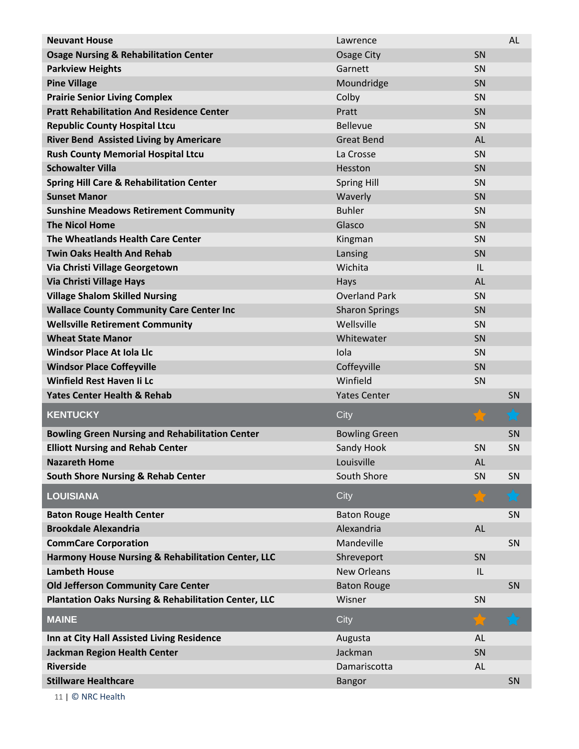| | | | |
|---|---|---|---|
| **Neuvant House** | Lawrence | | AL |
| **Osage Nursing & Rehabilitation Center** | Osage City | SN | |
| **Parkview Heights** | Garnett | SN | |
| **Pine Village** | Moundridge | SN | |
| **Prairie Senior Living Complex** | Colby | SN | |
| **Pratt Rehabilitation And Residence Center** | Pratt | SN | |
| **Republic County Hospital Ltcu** | Bellevue | SN | |
| **River Bend Assisted Living by Americare** | Great Bend | AL | |
| **Rush County Memorial Hospital Ltcu** | La Crosse | SN | |
| **Schowalter Villa** | Hesston | SN | |
| **Spring Hill Care & Rehabilitation Center** | Spring Hill | SN | |
| **Sunset Manor** | Waverly | SN | |
| **Sunshine Meadows Retirement Community** | Buhler | SN | |
| **The Nicol Home** | Glasco | SN | |
| **The Wheatlands Health Care Center** | Kingman | SN | |
| **Twin Oaks Health And Rehab** | Lansing | SN | |
| **Via Christi Village Georgetown** | Wichita | IL | |
| **Via Christi Village Hays** | Hays | AL | |
| **Village Shalom Skilled Nursing** | Overland Park | SN | |
| **Wallace County Community Care Center Inc** | Sharon Springs | SN | |
| **Wellsville Retirement Community** | Wellsville | SN | |
| **Wheat State Manor** | Whitewater | SN | |
| **Windsor Place At Iola Llc** | Iola | SN | |
| **Windsor Place Coffeyville** | Coffeyville | SN | |
| **Winfield Rest Haven Ii Lc** | Winfield | SN | |
| **Yates Center Health & Rehab** | Yates Center | | SN |

| KENTUCKY | City | ★ (orange) | ★ (blue) |
|---|---|---|---|
| **Bowling Green Nursing and Rehabilitation Center** | Bowling Green | | SN |
| **Elliott Nursing and Rehab Center** | Sandy Hook | SN | SN |
| **Nazareth Home** | Louisville | AL | |
| **South Shore Nursing & Rehab Center** | South Shore | SN | SN |

| LOUISIANA | City | ★ (orange) | ★ (blue) |
|---|---|---|---|
| **Baton Rouge Health Center** | Baton Rouge | | SN |
| **Brookdale Alexandria** | Alexandria | AL | |
| **CommCare Corporation** | Mandeville | | SN |
| **Harmony House Nursing & Rehabilitation Center, LLC** | Shreveport | SN | |
| **Lambeth House** | New Orleans | IL | |
| **Old Jefferson Community Care Center** | Baton Rouge | | SN |
| **Plantation Oaks Nursing & Rehabilitation Center, LLC** | Wisner | SN | |

| MAINE | City | ★ (orange) | ★ (blue) |
|---|---|---|---|
| **Inn at City Hall Assisted Living Residence** | Augusta | AL | |
| **Jackman Region Health Center** | Jackman | SN | |
| **Riverside** | Damariscotta | AL | |
| **Stillware Healthcare** | Bangor | | SN |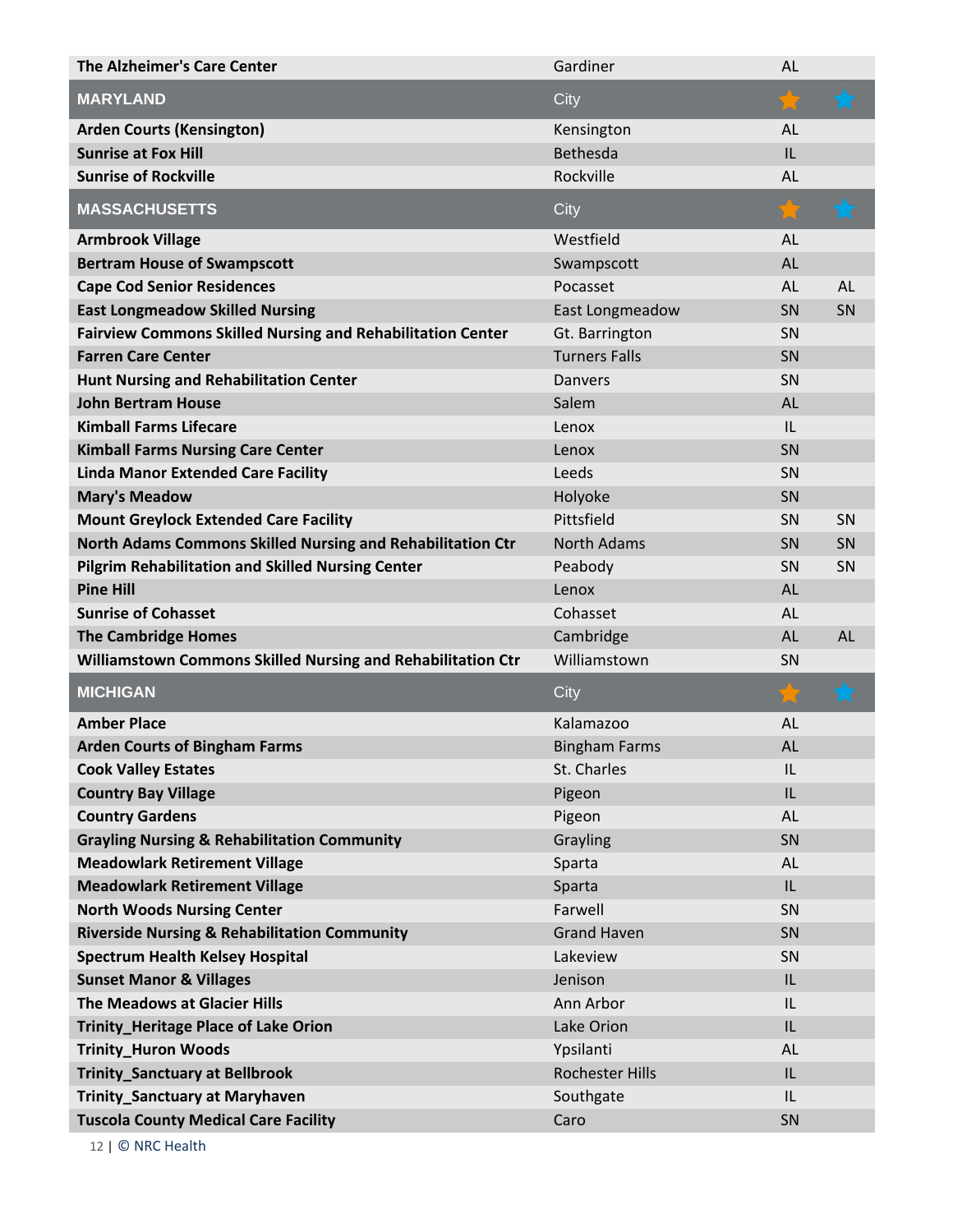| The Alzheimer's Care Center | Gardiner | AL | |
|---|---|---|---|
| **MARYLAND** | **City** | ★ (orange) | ★ (blue) |
| **Arden Courts (Kensington)** | Kensington | AL | |
| **Sunrise at Fox Hill** | Bethesda | IL | |
| **Sunrise of Rockville** | Rockville | AL | |
| **MASSACHUSETTS** | **City** | ★ (orange) | ★ (blue) |
| **Armbrook Village** | Westfield | AL | |
| **Bertram House of Swampscott** | Swampscott | AL | |
| **Cape Cod Senior Residences** | Pocasset | AL | AL |
| **East Longmeadow Skilled Nursing** | East Longmeadow | SN | SN |
| **Fairview Commons Skilled Nursing and Rehabilitation Center** | Gt. Barrington | SN | |
| **Farren Care Center** | Turners Falls | SN | |
| **Hunt Nursing and Rehabilitation Center** | Danvers | SN | |
| **John Bertram House** | Salem | AL | |
| **Kimball Farms Lifecare** | Lenox | IL | |
| **Kimball Farms Nursing Care Center** | Lenox | SN | |
| **Linda Manor Extended Care Facility** | Leeds | SN | |
| **Mary's Meadow** | Holyoke | SN | |
| **Mount Greylock Extended Care Facility** | Pittsfield | SN | SN |
| **North Adams Commons Skilled Nursing and Rehabilitation Ctr** | North Adams | SN | SN |
| **Pilgrim Rehabilitation and Skilled Nursing Center** | Peabody | SN | SN |
| **Pine Hill** | Lenox | AL | |
| **Sunrise of Cohasset** | Cohasset | AL | |
| **The Cambridge Homes** | Cambridge | AL | AL |
| **Williamstown Commons Skilled Nursing and Rehabilitation Ctr** | Williamstown | SN | |
| **MICHIGAN** | **City** | ★ (orange) | ★ (blue) |
| **Amber Place** | Kalamazoo | AL | |
| **Arden Courts of Bingham Farms** | Bingham Farms | AL | |
| **Cook Valley Estates** | St. Charles | IL | |
| **Country Bay Village** | Pigeon | IL | |
| **Country Gardens** | Pigeon | AL | |
| **Grayling Nursing & Rehabilitation Community** | Grayling | SN | |
| **Meadowlark Retirement Village** | Sparta | AL | |
| **Meadowlark Retirement Village** | Sparta | IL | |
| **North Woods Nursing Center** | Farwell | SN | |
| **Riverside Nursing & Rehabilitation Community** | Grand Haven | SN | |
| **Spectrum Health Kelsey Hospital** | Lakeview | SN | |
| **Sunset Manor & Villages** | Jenison | IL | |
| **The Meadows at Glacier Hills** | Ann Arbor | IL | |
| **Trinity_Heritage Place of Lake Orion** | Lake Orion | IL | |
| **Trinity_Huron Woods** | Ypsilanti | AL | |
| **Trinity_Sanctuary at Bellbrook** | Rochester Hills | IL | |
| **Trinity_Sanctuary at Maryhaven** | Southgate | IL | |
| **Tuscola County Medical Care Facility** | Caro | SN | |

© NRC Health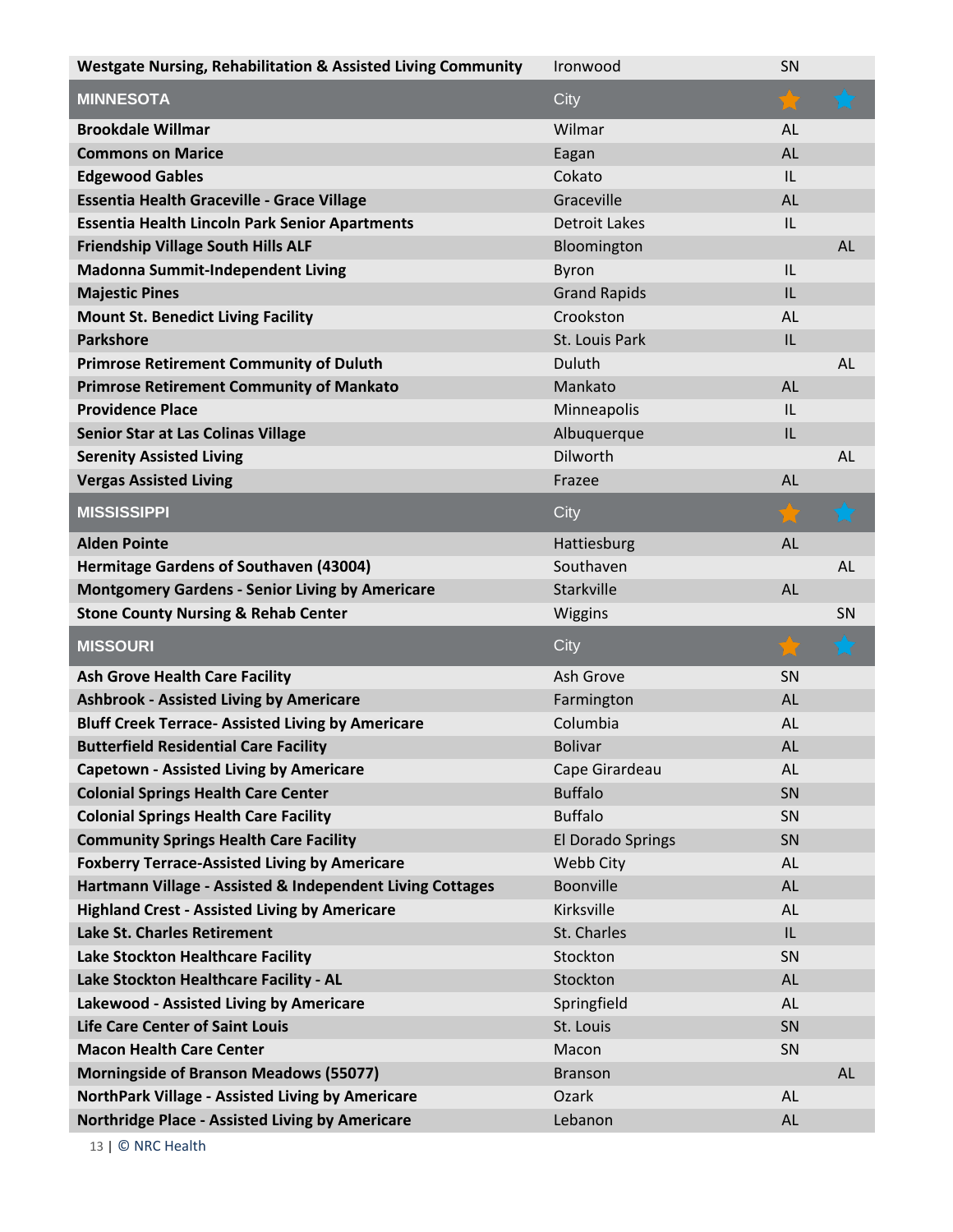| Westgate Nursing, Rehabilitation & Assisted Living Community | Ironwood | SN | |
|---|---|---|---|
| **MINNESOTA** | City | ★ (orange) | ★ (blue) |
| **Brookdale Willmar** | Wilmar | AL | |
| **Commons on Marice** | Eagan | AL | |
| **Edgewood Gables** | Cokato | IL | |
| **Essentia Health Graceville - Grace Village** | Graceville | AL | |
| **Essentia Health Lincoln Park Senior Apartments** | Detroit Lakes | IL | |
| **Friendship Village South Hills ALF** | Bloomington | | AL |
| **Madonna Summit-Independent Living** | Byron | IL | |
| **Majestic Pines** | Grand Rapids | IL | |
| **Mount St. Benedict Living Facility** | Crookston | AL | |
| **Parkshore** | St. Louis Park | IL | |
| **Primrose Retirement Community of Duluth** | Duluth | | AL |
| **Primrose Retirement Community of Mankato** | Mankato | AL | |
| **Providence Place** | Minneapolis | IL | |
| **Senior Star at Las Colinas Village** | Albuquerque | IL | |
| **Serenity Assisted Living** | Dilworth | | AL |
| **Vergas Assisted Living** | Frazee | AL | |
| **MISSISSIPPI** | City | ★ (orange) | ★ (blue) |
| **Alden Pointe** | Hattiesburg | AL | |
| **Hermitage Gardens of Southaven (43004)** | Southaven | | AL |
| **Montgomery Gardens - Senior Living by Americare** | Starkville | AL | |
| **Stone County Nursing & Rehab Center** | Wiggins | | SN |
| **MISSOURI** | City | ★ (orange) | ★ (blue) |
| **Ash Grove Health Care Facility** | Ash Grove | SN | |
| **Ashbrook - Assisted Living by Americare** | Farmington | AL | |
| **Bluff Creek Terrace- Assisted Living by Americare** | Columbia | AL | |
| **Butterfield Residential Care Facility** | Bolivar | AL | |
| **Capetown - Assisted Living by Americare** | Cape Girardeau | AL | |
| **Colonial Springs Health Care Center** | Buffalo | SN | |
| **Colonial Springs Health Care Facility** | Buffalo | SN | |
| **Community Springs Health Care Facility** | El Dorado Springs | SN | |
| **Foxberry Terrace-Assisted Living by Americare** | Webb City | AL | |
| **Hartmann Village - Assisted & Independent Living Cottages** | Boonville | AL | |
| **Highland Crest - Assisted Living by Americare** | Kirksville | AL | |
| **Lake St. Charles Retirement** | St. Charles | IL | |
| **Lake Stockton Healthcare Facility** | Stockton | SN | |
| **Lake Stockton Healthcare Facility - AL** | Stockton | AL | |
| **Lakewood - Assisted Living by Americare** | Springfield | AL | |
| **Life Care Center of Saint Louis** | St. Louis | SN | |
| **Macon Health Care Center** | Macon | SN | |
| **Morningside of Branson Meadows (55077)** | Branson | | AL |
| **NorthPark Village - Assisted Living by Americare** | Ozark | AL | |
| **Northridge Place - Assisted Living by Americare** | Lebanon | AL | |

© NRC Health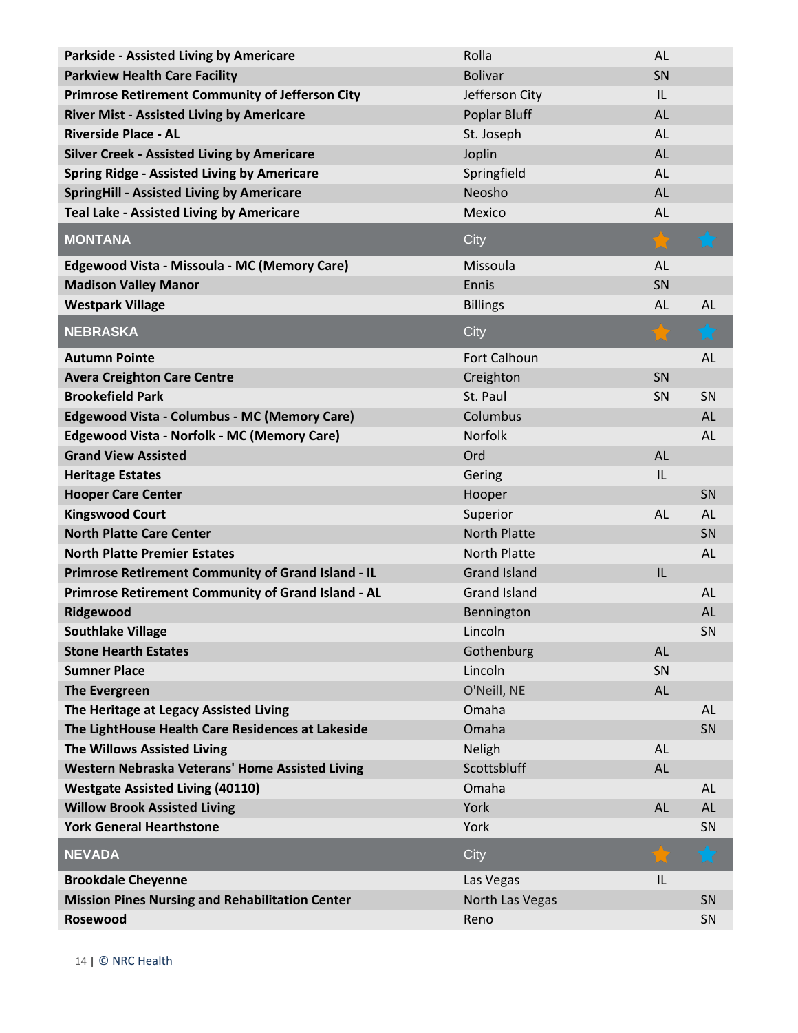| | | | |
|---|---|---|---|
| **Parkside - Assisted Living by Americare** | Rolla | AL | |
| **Parkview Health Care Facility** | Bolivar | SN | |
| **Primrose Retirement Community of Jefferson City** | Jefferson City | IL | |
| **River Mist - Assisted Living by Americare** | Poplar Bluff | AL | |
| **Riverside Place - AL** | St. Joseph | AL | |
| **Silver Creek - Assisted Living by Americare** | Joplin | AL | |
| **Spring Ridge - Assisted Living by Americare** | Springfield | AL | |
| **SpringHill - Assisted Living by Americare** | Neosho | AL | |
| **Teal Lake - Assisted Living by Americare** | Mexico | AL | |

| MONTANA | City | ★ (orange) | ★ (blue) |
|---|---|---|---|
| **Edgewood Vista - Missoula - MC (Memory Care)** | Missoula | AL | |
| **Madison Valley Manor** | Ennis | SN | |
| **Westpark Village** | Billings | AL | AL |

| NEBRASKA | City | ★ (orange) | ★ (blue) |
|---|---|---|---|
| **Autumn Pointe** | Fort Calhoun | | AL |
| **Avera Creighton Care Centre** | Creighton | SN | |
| **Brookefield Park** | St. Paul | SN | SN |
| **Edgewood Vista - Columbus - MC (Memory Care)** | Columbus | | AL |
| **Edgewood Vista - Norfolk - MC (Memory Care)** | Norfolk | | AL |
| **Grand View Assisted** | Ord | AL | |
| **Heritage Estates** | Gering | IL | |
| **Hooper Care Center** | Hooper | | SN |
| **Kingswood Court** | Superior | AL | AL |
| **North Platte Care Center** | North Platte | | SN |
| **North Platte Premier Estates** | North Platte | | AL |
| **Primrose Retirement Community of Grand Island - IL** | Grand Island | IL | |
| **Primrose Retirement Community of Grand Island - AL** | Grand Island | | AL |
| **Ridgewood** | Bennington | | AL |
| **Southlake Village** | Lincoln | | SN |
| **Stone Hearth Estates** | Gothenburg | AL | |
| **Sumner Place** | Lincoln | SN | |
| **The Evergreen** | O'Neill, NE | AL | |
| **The Heritage at Legacy Assisted Living** | Omaha | | AL |
| **The LightHouse Health Care Residences at Lakeside** | Omaha | | SN |
| **The Willows Assisted Living** | Neligh | AL | |
| **Western Nebraska Veterans' Home Assisted Living** | Scottsbluff | AL | |
| **Westgate Assisted Living (40110)** | Omaha | | AL |
| **Willow Brook Assisted Living** | York | AL | AL |
| **York General Hearthstone** | York | | SN |

| NEVADA | City | ★ (orange) | ★ (blue) |
|---|---|---|---|
| **Brookdale Cheyenne** | Las Vegas | IL | |
| **Mission Pines Nursing and Rehabilitation Center** | North Las Vegas | | SN |
| **Rosewood** | Reno | | SN |

© NRC Health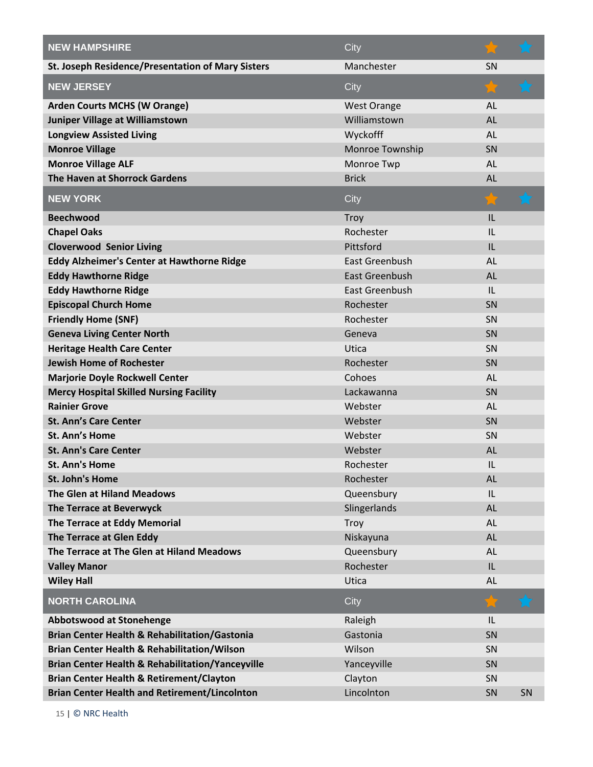| NEW HAMPSHIRE | City | ★ (orange) | ★ (blue) |
|---|---|---|---|
| **St. Joseph Residence/Presentation of Mary Sisters** | Manchester | SN | |
| **NEW JERSEY** | **City** | ★ (orange) | ★ (blue) |
| **Arden Courts MCHS (W Orange)** | West Orange | AL | |
| **Juniper Village at Williamstown** | Williamstown | AL | |
| **Longview Assisted Living** | Wyckofff | AL | |
| **Monroe Village** | Monroe Township | SN | |
| **Monroe Village ALF** | Monroe Twp | AL | |
| **The Haven at Shorrock Gardens** | Brick | AL | |
| **NEW YORK** | **City** | ★ (orange) | ★ (blue) |
| **Beechwood** | Troy | IL | |
| **Chapel Oaks** | Rochester | IL | |
| **Cloverwood Senior Living** | Pittsford | IL | |
| **Eddy Alzheimer's Center at Hawthorne Ridge** | East Greenbush | AL | |
| **Eddy Hawthorne Ridge** | East Greenbush | AL | |
| **Eddy Hawthorne Ridge** | East Greenbush | IL | |
| **Episcopal Church Home** | Rochester | SN | |
| **Friendly Home (SNF)** | Rochester | SN | |
| **Geneva Living Center North** | Geneva | SN | |
| **Heritage Health Care Center** | Utica | SN | |
| **Jewish Home of Rochester** | Rochester | SN | |
| **Marjorie Doyle Rockwell Center** | Cohoes | AL | |
| **Mercy Hospital Skilled Nursing Facility** | Lackawanna | SN | |
| **Rainier Grove** | Webster | AL | |
| **St. Ann's Care Center** | Webster | SN | |
| **St. Ann's Home** | Webster | SN | |
| **St. Ann's Care Center** | Webster | AL | |
| **St. Ann's Home** | Rochester | IL | |
| **St. John's Home** | Rochester | AL | |
| **The Glen at Hiland Meadows** | Queensbury | IL | |
| **The Terrace at Beverwyck** | Slingerlands | AL | |
| **The Terrace at Eddy Memorial** | Troy | AL | |
| **The Terrace at Glen Eddy** | Niskayuna | AL | |
| **The Terrace at The Glen at Hiland Meadows** | Queensbury | AL | |
| **Valley Manor** | Rochester | IL | |
| **Wiley Hall** | Utica | AL | |
| **NORTH CAROLINA** | **City** | ★ (orange) | ★ (blue) |
| **Abbotswood at Stonehenge** | Raleigh | IL | |
| **Brian Center Health & Rehabilitation/Gastonia** | Gastonia | SN | |
| **Brian Center Health & Rehabilitation/Wilson** | Wilson | SN | |
| **Brian Center Health & Rehabilitation/Yanceyville** | Yanceyville | SN | |
| **Brian Center Health & Retirement/Clayton** | Clayton | SN | |
| **Brian Center Health and Retirement/Lincolnton** | Lincolnton | SN | SN |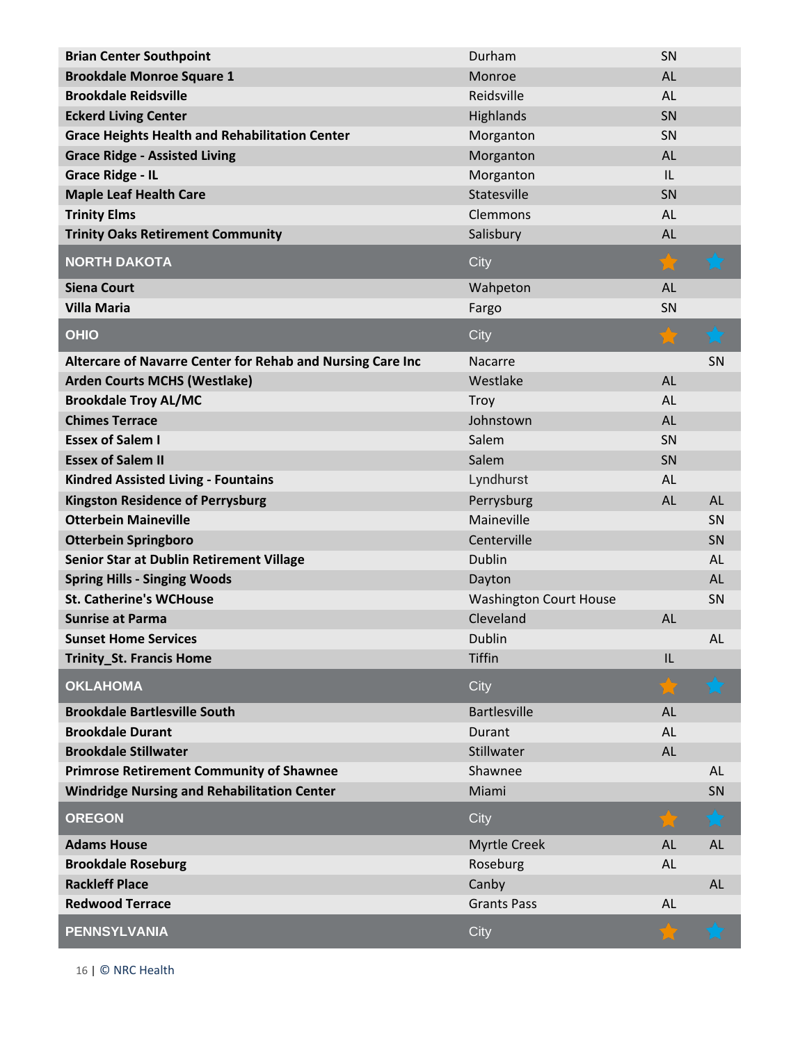| | | | |
|---|---|---|---|
| **Brian Center Southpoint** | Durham | SN | |
| **Brookdale Monroe Square 1** | Monroe | AL | |
| **Brookdale Reidsville** | Reidsville | AL | |
| **Eckerd Living Center** | Highlands | SN | |
| **Grace Heights Health and Rehabilitation Center** | Morganton | SN | |
| **Grace Ridge - Assisted Living** | Morganton | AL | |
| **Grace Ridge - IL** | Morganton | IL | |
| **Maple Leaf Health Care** | Statesville | SN | |
| **Trinity Elms** | Clemmons | AL | |
| **Trinity Oaks Retirement Community** | Salisbury | AL | |

| NORTH DAKOTA | City | ★ | ★ |
|---|---|---|---|
| **Siena Court** | Wahpeton | AL | |
| **Villa Maria** | Fargo | SN | |

| OHIO | City | ★ | ★ |
|---|---|---|---|
| **Altercare of Navarre Center for Rehab and Nursing Care Inc** | Nacarre | | SN |
| **Arden Courts MCHS (Westlake)** | Westlake | AL | |
| **Brookdale Troy AL/MC** | Troy | AL | |
| **Chimes Terrace** | Johnstown | AL | |
| **Essex of Salem I** | Salem | SN | |
| **Essex of Salem II** | Salem | SN | |
| **Kindred Assisted Living - Fountains** | Lyndhurst | AL | |
| **Kingston Residence of Perrysburg** | Perrysburg | AL | AL |
| **Otterbein Maineville** | Maineville | | SN |
| **Otterbein Springboro** | Centerville | | SN |
| **Senior Star at Dublin Retirement Village** | Dublin | | AL |
| **Spring Hills - Singing Woods** | Dayton | | AL |
| **St. Catherine's WCHouse** | Washington Court House | | SN |
| **Sunrise at Parma** | Cleveland | AL | |
| **Sunset Home Services** | Dublin | | AL |
| **Trinity_St. Francis Home** | Tiffin | IL | |

| OKLAHOMA | City | ★ | ★ |
|---|---|---|---|
| **Brookdale Bartlesville South** | Bartlesville | AL | |
| **Brookdale Durant** | Durant | AL | |
| **Brookdale Stillwater** | Stillwater | AL | |
| **Primrose Retirement Community of Shawnee** | Shawnee | | AL |
| **Windridge Nursing and Rehabilitation Center** | Miami | | SN |

| OREGON | City | ★ | ★ |
|---|---|---|---|
| **Adams House** | Myrtle Creek | AL | AL |
| **Brookdale Roseburg** | Roseburg | AL | |
| **Rackleff Place** | Canby | | AL |
| **Redwood Terrace** | Grants Pass | AL | |

| PENNSYLVANIA | City | ★ | ★ |
|---|---|---|---|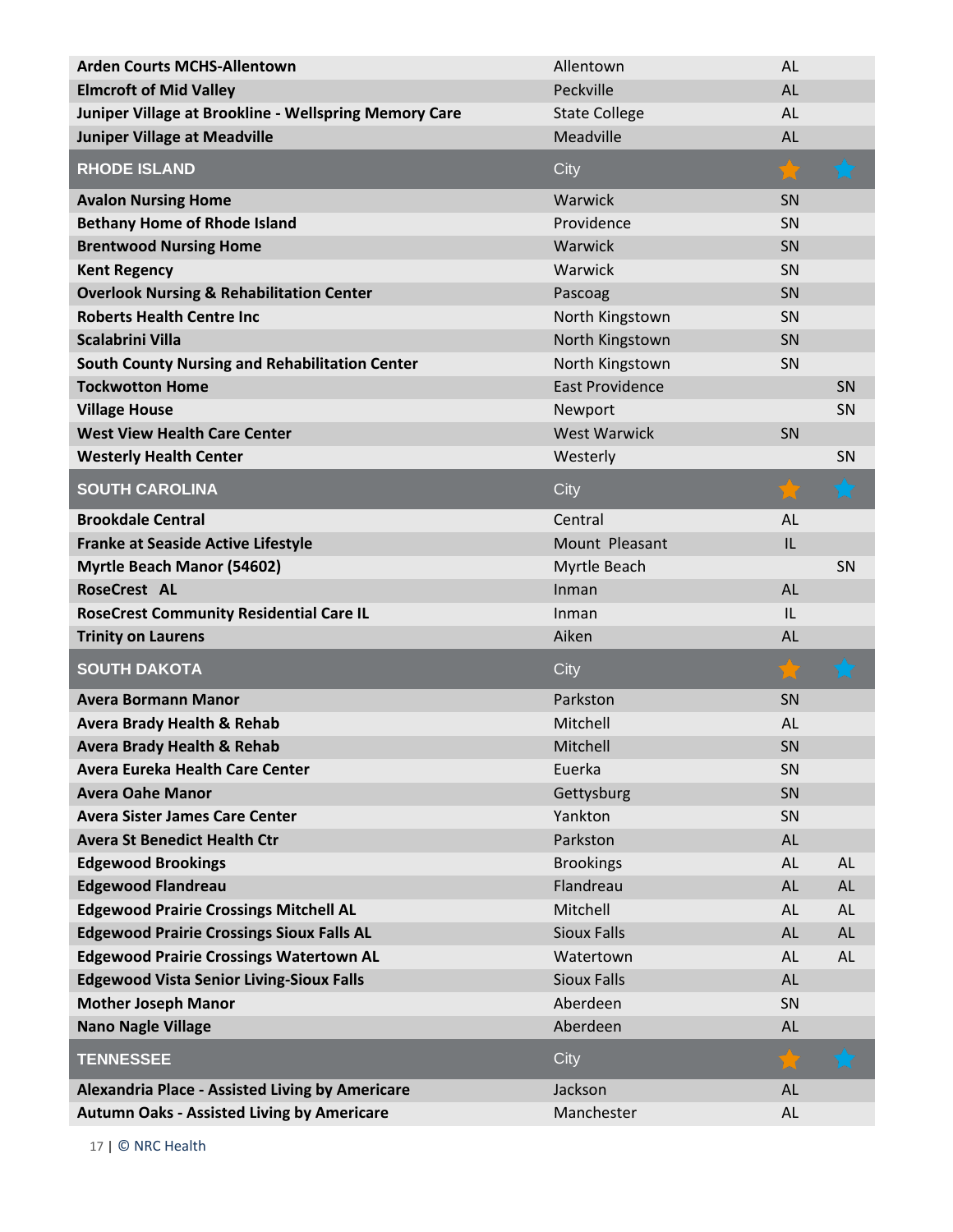| | | | |
|---|---|---|---|
| **Arden Courts MCHS-Allentown** | Allentown | AL | |
| **Elmcroft of Mid Valley** | Peckville | AL | |
| **Juniper Village at Brookline - Wellspring Memory Care** | State College | AL | |
| **Juniper Village at Meadville** | Meadville | AL | |

| RHODE ISLAND | City | ★ (orange) | ★ (blue) |
|---|---|---|---|
| **Avalon Nursing Home** | Warwick | SN | |
| **Bethany Home of Rhode Island** | Providence | SN | |
| **Brentwood Nursing Home** | Warwick | SN | |
| **Kent Regency** | Warwick | SN | |
| **Overlook Nursing & Rehabilitation Center** | Pascoag | SN | |
| **Roberts Health Centre Inc** | North Kingstown | SN | |
| **Scalabrini Villa** | North Kingstown | SN | |
| **South County Nursing and Rehabilitation Center** | North Kingstown | SN | |
| **Tockwotton Home** | East Providence | | SN |
| **Village House** | Newport | | SN |
| **West View Health Care Center** | West Warwick | SN | |
| **Westerly Health Center** | Westerly | | SN |

| SOUTH CAROLINA | City | ★ (orange) | ★ (blue) |
|---|---|---|---|
| **Brookdale Central** | Central | AL | |
| **Franke at Seaside Active Lifestyle** | Mount Pleasant | IL | |
| **Myrtle Beach Manor (54602)** | Myrtle Beach | | SN |
| **RoseCrest AL** | Inman | AL | |
| **RoseCrest Community Residential Care IL** | Inman | IL | |
| **Trinity on Laurens** | Aiken | AL | |

| SOUTH DAKOTA | City | ★ (orange) | ★ (blue) |
|---|---|---|---|
| **Avera Bormann Manor** | Parkston | SN | |
| **Avera Brady Health & Rehab** | Mitchell | AL | |
| **Avera Brady Health & Rehab** | Mitchell | SN | |
| **Avera Eureka Health Care Center** | Euerka | SN | |
| **Avera Oahe Manor** | Gettysburg | SN | |
| **Avera Sister James Care Center** | Yankton | SN | |
| **Avera St Benedict Health Ctr** | Parkston | AL | |
| **Edgewood Brookings** | Brookings | AL | AL |
| **Edgewood Flandreau** | Flandreau | AL | AL |
| **Edgewood Prairie Crossings Mitchell AL** | Mitchell | AL | AL |
| **Edgewood Prairie Crossings Sioux Falls AL** | Sioux Falls | AL | AL |
| **Edgewood Prairie Crossings Watertown AL** | Watertown | AL | AL |
| **Edgewood Vista Senior Living-Sioux Falls** | Sioux Falls | AL | |
| **Mother Joseph Manor** | Aberdeen | SN | |
| **Nano Nagle Village** | Aberdeen | AL | |

| TENNESSEE | City | ★ (orange) | ★ (blue) |
|---|---|---|---|
| **Alexandria Place - Assisted Living by Americare** | Jackson | AL | |
| **Autumn Oaks - Assisted Living by Americare** | Manchester | AL | |

© NRC Health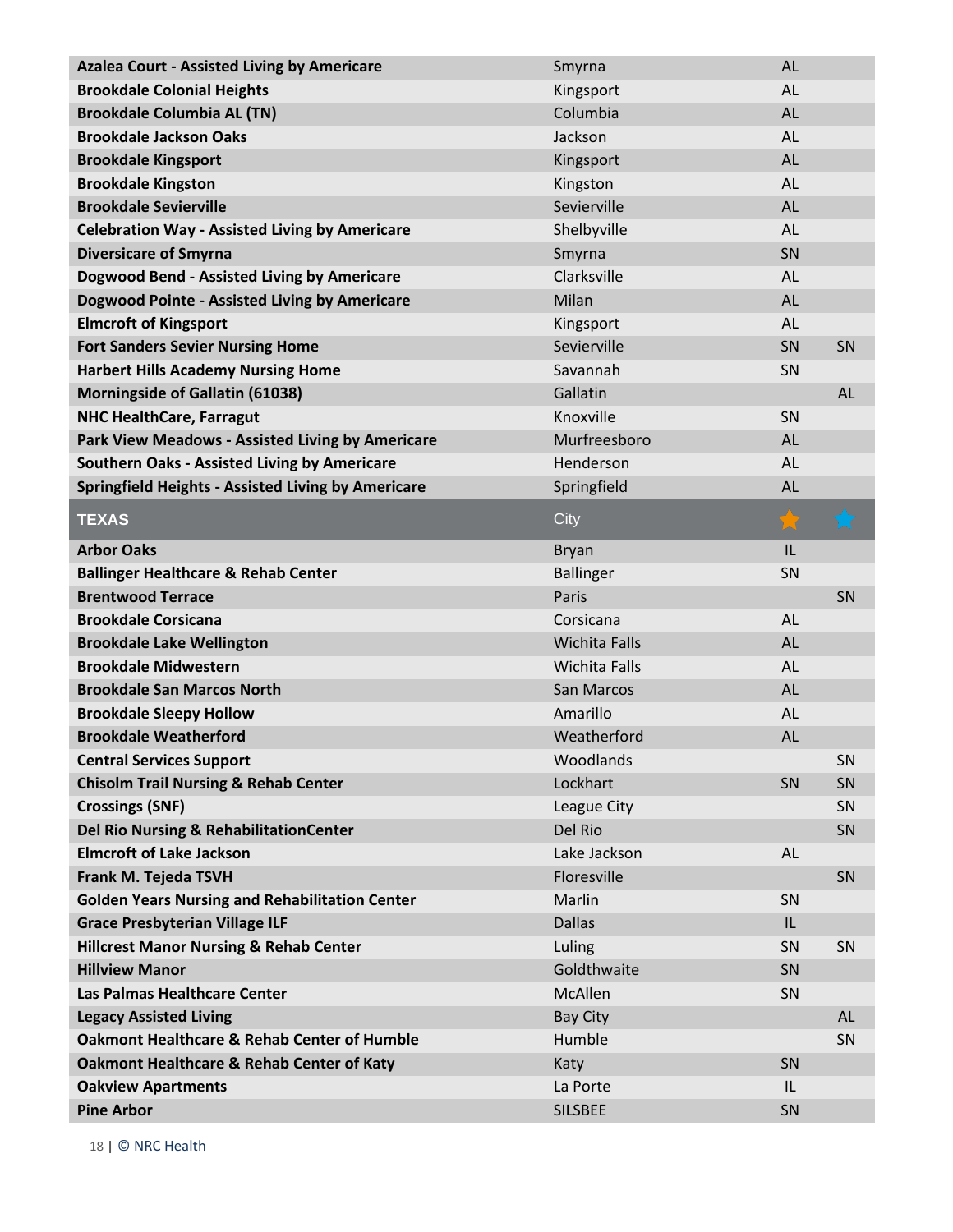| | | | |
|---|---|---|---|
| **Azalea Court - Assisted Living by Americare** | Smyrna | AL | |
| **Brookdale Colonial Heights** | Kingsport | AL | |
| **Brookdale Columbia AL (TN)** | Columbia | AL | |
| **Brookdale Jackson Oaks** | Jackson | AL | |
| **Brookdale Kingsport** | Kingsport | AL | |
| **Brookdale Kingston** | Kingston | AL | |
| **Brookdale Sevierville** | Sevierville | AL | |
| **Celebration Way - Assisted Living by Americare** | Shelbyville | AL | |
| **Diversicare of Smyrna** | Smyrna | SN | |
| **Dogwood Bend - Assisted Living by Americare** | Clarksville | AL | |
| **Dogwood Pointe - Assisted Living by Americare** | Milan | AL | |
| **Elmcroft of Kingsport** | Kingsport | AL | |
| **Fort Sanders Sevier Nursing Home** | Sevierville | SN | SN |
| **Harbert Hills Academy Nursing Home** | Savannah | SN | |
| **Morningside of Gallatin (61038)** | Gallatin | | AL |
| **NHC HealthCare, Farragut** | Knoxville | SN | |
| **Park View Meadows - Assisted Living by Americare** | Murfreesboro | AL | |
| **Southern Oaks - Assisted Living by Americare** | Henderson | AL | |
| **Springfield Heights - Assisted Living by Americare** | Springfield | AL | |
| **TEXAS** | City | ★ | ★ |
| **Arbor Oaks** | Bryan | IL | |
| **Ballinger Healthcare & Rehab Center** | Ballinger | SN | |
| **Brentwood Terrace** | Paris | | SN |
| **Brookdale Corsicana** | Corsicana | AL | |
| **Brookdale Lake Wellington** | Wichita Falls | AL | |
| **Brookdale Midwestern** | Wichita Falls | AL | |
| **Brookdale San Marcos North** | San Marcos | AL | |
| **Brookdale Sleepy Hollow** | Amarillo | AL | |
| **Brookdale Weatherford** | Weatherford | AL | |
| **Central Services Support** | Woodlands | | SN |
| **Chisolm Trail Nursing & Rehab Center** | Lockhart | SN | SN |
| **Crossings (SNF)** | League City | | SN |
| **Del Rio Nursing & RehabilitationCenter** | Del Rio | | SN |
| **Elmcroft of Lake Jackson** | Lake Jackson | AL | |
| **Frank M. Tejeda TSVH** | Floresville | | SN |
| **Golden Years Nursing and Rehabilitation Center** | Marlin | SN | |
| **Grace Presbyterian Village ILF** | Dallas | IL | |
| **Hillcrest Manor Nursing & Rehab Center** | Luling | SN | SN |
| **Hillview Manor** | Goldthwaite | SN | |
| **Las Palmas Healthcare Center** | McAllen | SN | |
| **Legacy Assisted Living** | Bay City | | AL |
| **Oakmont Healthcare & Rehab Center of Humble** | Humble | | SN |
| **Oakmont Healthcare & Rehab Center of Katy** | Katy | SN | |
| **Oakview Apartments** | La Porte | IL | |
| **Pine Arbor** | SILSBEE | SN | |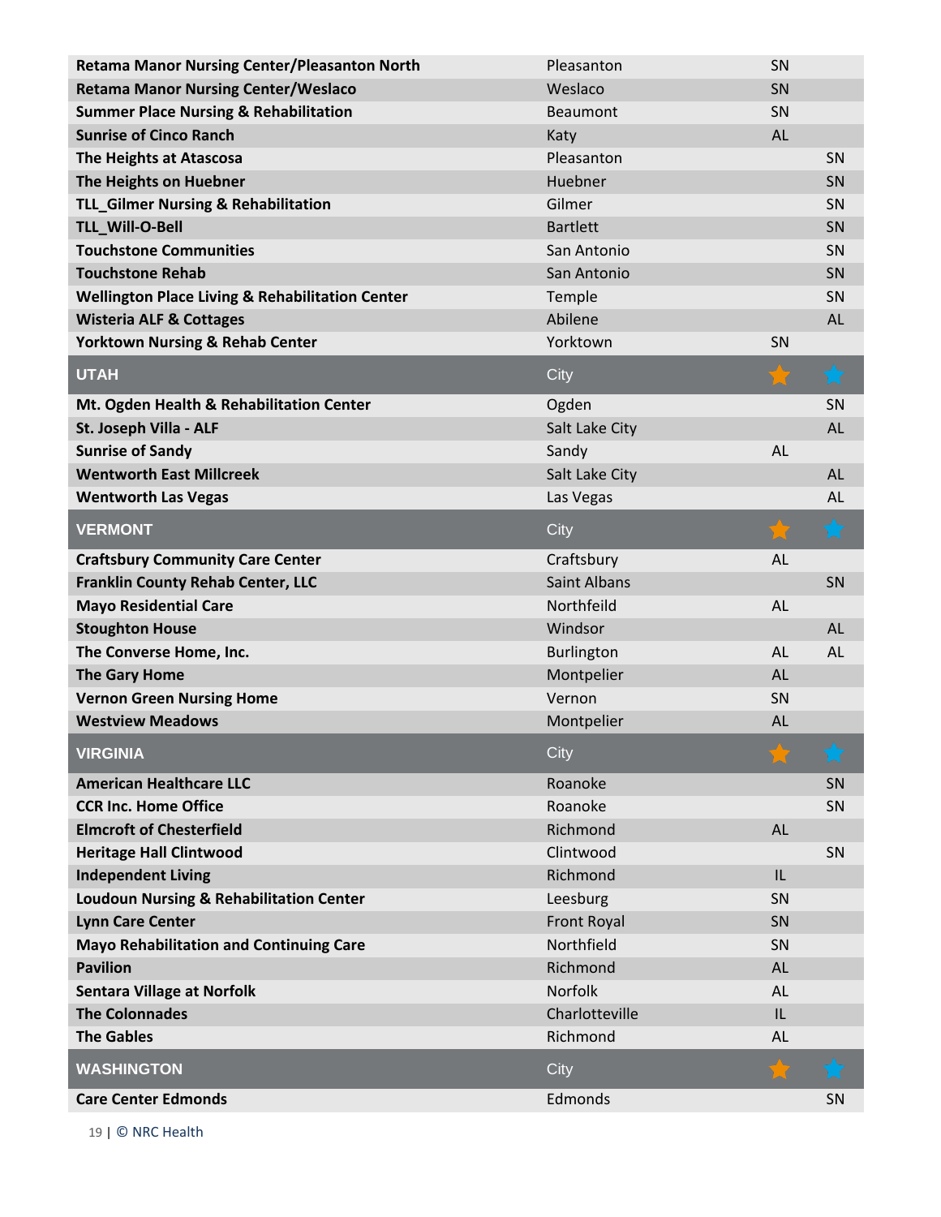| | | | |
|---|---|---|---|
| **Retama Manor Nursing Center/Pleasanton North** | Pleasanton | SN | |
| **Retama Manor Nursing Center/Weslaco** | Weslaco | SN | |
| **Summer Place Nursing & Rehabilitation** | Beaumont | SN | |
| **Sunrise of Cinco Ranch** | Katy | AL | |
| **The Heights at Atascosa** | Pleasanton | | SN |
| **The Heights on Huebner** | Huebner | | SN |
| **TLL_Gilmer Nursing & Rehabilitation** | Gilmer | | SN |
| **TLL_Will-O-Bell** | Bartlett | | SN |
| **Touchstone Communities** | San Antonio | | SN |
| **Touchstone Rehab** | San Antonio | | SN |
| **Wellington Place Living & Rehabilitation Center** | Temple | | SN |
| **Wisteria ALF & Cottages** | Abilene | | AL |
| **Yorktown Nursing & Rehab Center** | Yorktown | SN | |

| UTAH | City | ★ (orange) | ★ (blue) |
|---|---|---|---|
| **Mt. Ogden Health & Rehabilitation Center** | Ogden | | SN |
| **St. Joseph Villa - ALF** | Salt Lake City | | AL |
| **Sunrise of Sandy** | Sandy | AL | |
| **Wentworth East Millcreek** | Salt Lake City | | AL |
| **Wentworth Las Vegas** | Las Vegas | | AL |

| VERMONT | City | ★ (orange) | ★ (blue) |
|---|---|---|---|
| **Craftsbury Community Care Center** | Craftsbury | AL | |
| **Franklin County Rehab Center, LLC** | Saint Albans | | SN |
| **Mayo Residential Care** | Northfeild | AL | |
| **Stoughton House** | Windsor | | AL |
| **The Converse Home, Inc.** | Burlington | AL | AL |
| **The Gary Home** | Montpelier | AL | |
| **Vernon Green Nursing Home** | Vernon | SN | |
| **Westview Meadows** | Montpelier | AL | |

| VIRGINIA | City | ★ (orange) | ★ (blue) |
|---|---|---|---|
| **American Healthcare LLC** | Roanoke | | SN |
| **CCR Inc. Home Office** | Roanoke | | SN |
| **Elmcroft of Chesterfield** | Richmond | AL | |
| **Heritage Hall Clintwood** | Clintwood | | SN |
| **Independent Living** | Richmond | IL | |
| **Loudoun Nursing & Rehabilitation Center** | Leesburg | SN | |
| **Lynn Care Center** | Front Royal | SN | |
| **Mayo Rehabilitation and Continuing Care** | Northfield | SN | |
| **Pavilion** | Richmond | AL | |
| **Sentara Village at Norfolk** | Norfolk | AL | |
| **The Colonnades** | Charlotteville | IL | |
| **The Gables** | Richmond | AL | |

| WASHINGTON | City | ★ (orange) | ★ (blue) |
|---|---|---|---|
| **Care Center Edmonds** | Edmonds | | SN |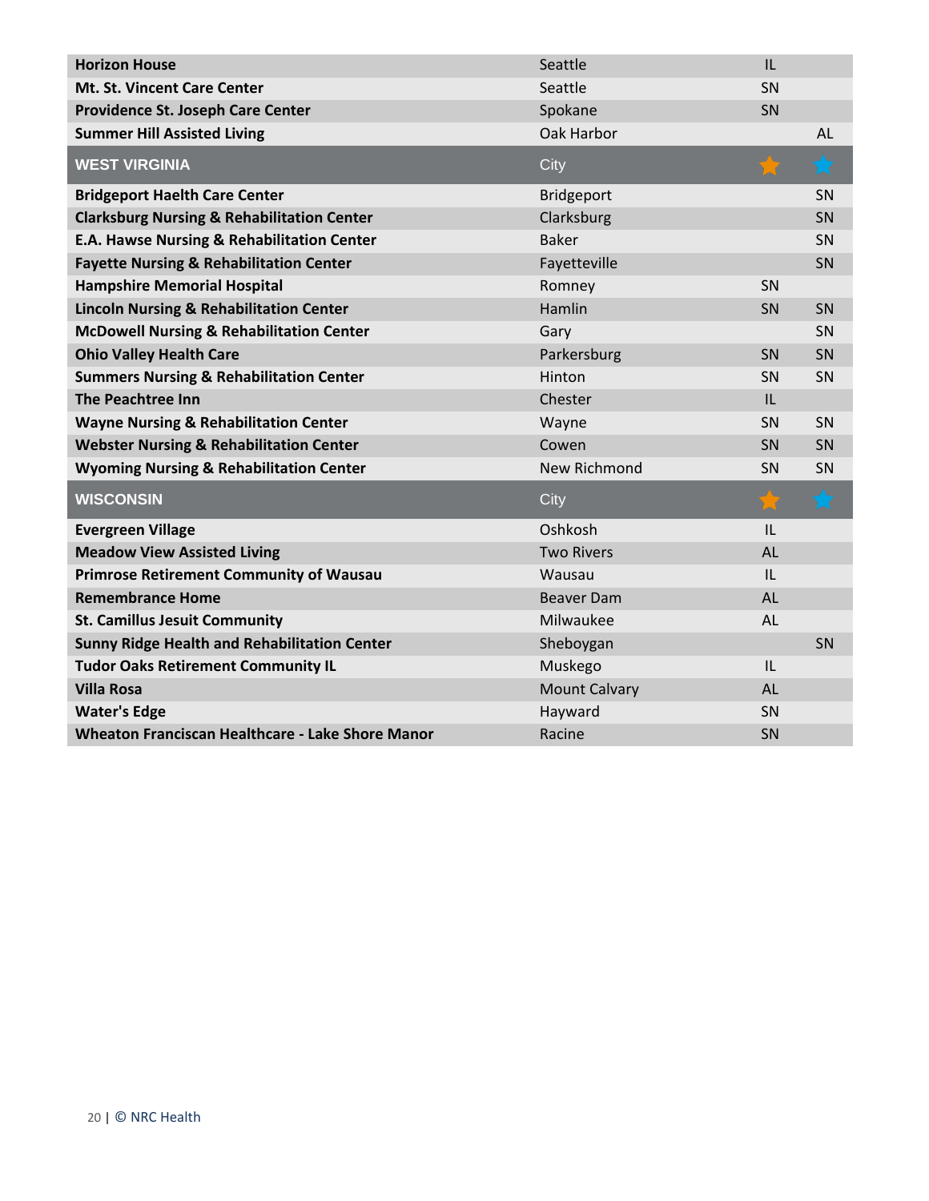| | | | |
|---|---|---|---|
| **Horizon House** | Seattle | IL | |
| **Mt. St. Vincent Care Center** | Seattle | SN | |
| **Providence St. Joseph Care Center** | Spokane | SN | |
| **Summer Hill Assisted Living** | Oak Harbor | | AL |

| WEST VIRGINIA | City | ★ | ★ |
|---|---|---|---|
| **Bridgeport Haelth Care Center** | Bridgeport | | SN |
| **Clarksburg Nursing & Rehabilitation Center** | Clarksburg | | SN |
| **E.A. Hawse Nursing & Rehabilitation Center** | Baker | | SN |
| **Fayette Nursing & Rehabilitation Center** | Fayetteville | | SN |
| **Hampshire Memorial Hospital** | Romney | SN | |
| **Lincoln Nursing & Rehabilitation Center** | Hamlin | SN | SN |
| **McDowell Nursing & Rehabilitation Center** | Gary | | SN |
| **Ohio Valley Health Care** | Parkersburg | SN | SN |
| **Summers Nursing & Rehabilitation Center** | Hinton | SN | SN |
| **The Peachtree Inn** | Chester | IL | |
| **Wayne Nursing & Rehabilitation Center** | Wayne | SN | SN |
| **Webster Nursing & Rehabilitation Center** | Cowen | SN | SN |
| **Wyoming Nursing & Rehabilitation Center** | New Richmond | SN | SN |

| WISCONSIN | City | ★ | ★ |
|---|---|---|---|
| **Evergreen Village** | Oshkosh | IL | |
| **Meadow View Assisted Living** | Two Rivers | AL | |
| **Primrose Retirement Community of Wausau** | Wausau | IL | |
| **Remembrance Home** | Beaver Dam | AL | |
| **St. Camillus Jesuit Community** | Milwaukee | AL | |
| **Sunny Ridge Health and Rehabilitation Center** | Sheboygan | | SN |
| **Tudor Oaks Retirement Community IL** | Muskego | IL | |
| **Villa Rosa** | Mount Calvary | AL | |
| **Water's Edge** | Hayward | SN | |
| **Wheaton Franciscan Healthcare - Lake Shore Manor** | Racine | SN | |

© NRC Health